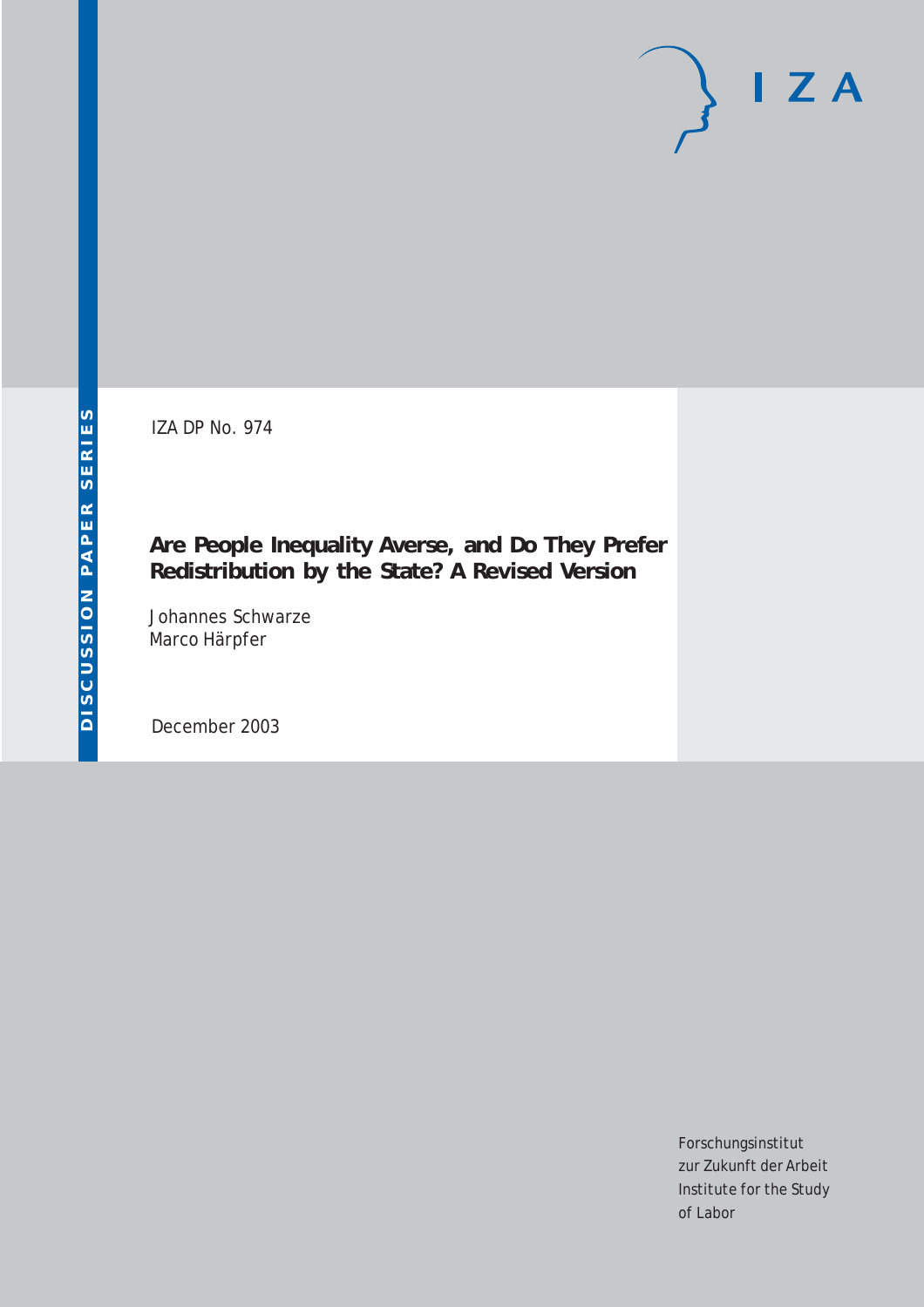IZA DP No. 974

# Are People Inequality Averse, and Do They Prefer Redistribution by the State? A Revised Version

Johannes Schwarze
Marco Härpfer

December 2003

Forschungsinstitut
zur Zukunft der Arbeit
Institute for the Study
of Labor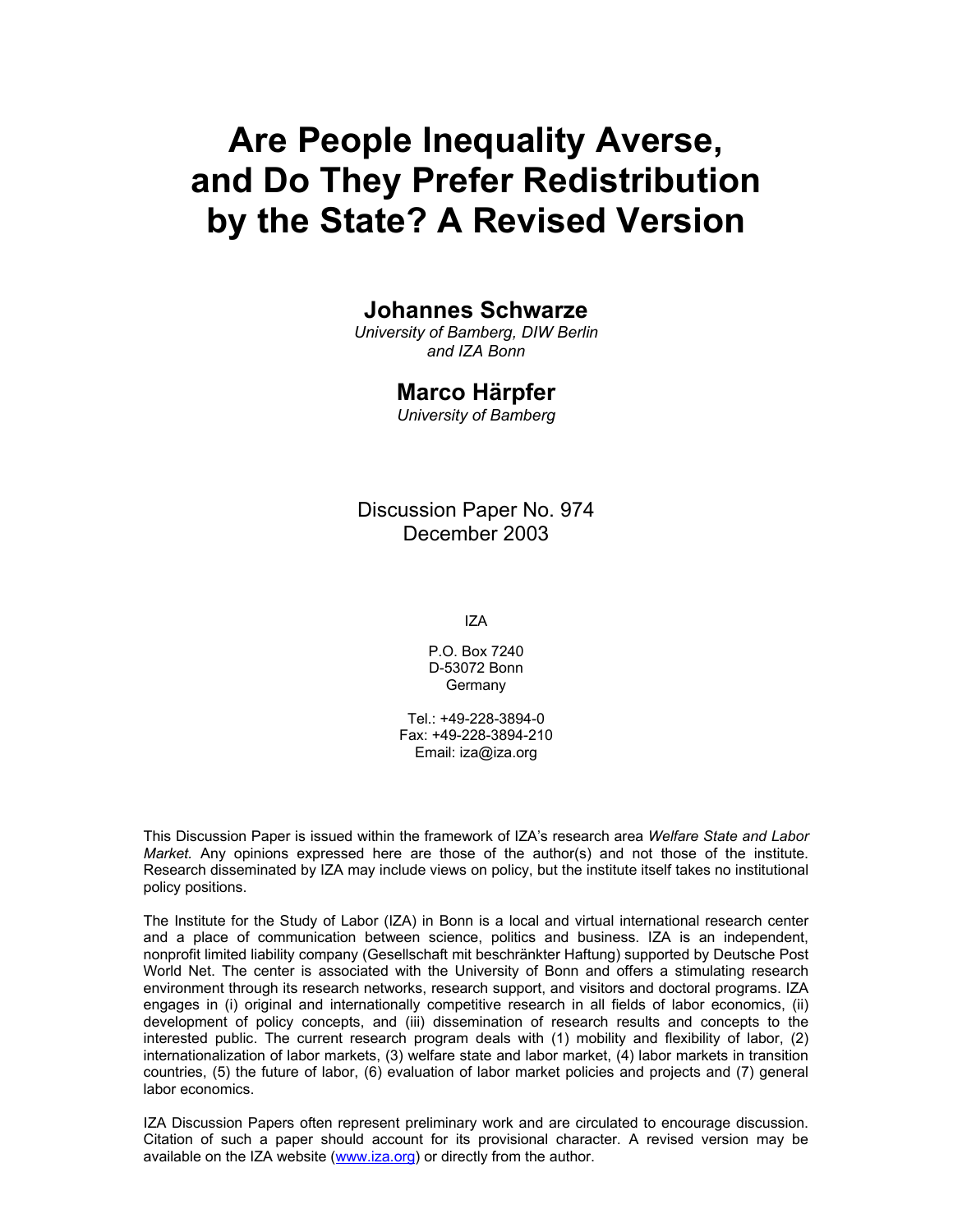# Are People Inequality Averse, and Do They Prefer Redistribution by the State? A Revised Version

**Johannes Schwarze**
*University of Bamberg, DIW Berlin and IZA Bonn*

**Marco Härpfer**
*University of Bamberg*

Discussion Paper No. 974
December 2003

IZA

P.O. Box 7240
D-53072 Bonn
Germany

Tel.: +49-228-3894-0
Fax: +49-228-3894-210
Email: iza@iza.org

This Discussion Paper is issued within the framework of IZA's research area *Welfare State and Labor Market.* Any opinions expressed here are those of the author(s) and not those of the institute. Research disseminated by IZA may include views on policy, but the institute itself takes no institutional policy positions.

The Institute for the Study of Labor (IZA) in Bonn is a local and virtual international research center and a place of communication between science, politics and business. IZA is an independent, nonprofit limited liability company (Gesellschaft mit beschränkter Haftung) supported by Deutsche Post World Net. The center is associated with the University of Bonn and offers a stimulating research environment through its research networks, research support, and visitors and doctoral programs. IZA engages in (i) original and internationally competitive research in all fields of labor economics, (ii) development of policy concepts, and (iii) dissemination of research results and concepts to the interested public. The current research program deals with (1) mobility and flexibility of labor, (2) internationalization of labor markets, (3) welfare state and labor market, (4) labor markets in transition countries, (5) the future of labor, (6) evaluation of labor market policies and projects and (7) general labor economics.

IZA Discussion Papers often represent preliminary work and are circulated to encourage discussion. Citation of such a paper should account for its provisional character. A revised version may be available on the IZA website (www.iza.org) or directly from the author.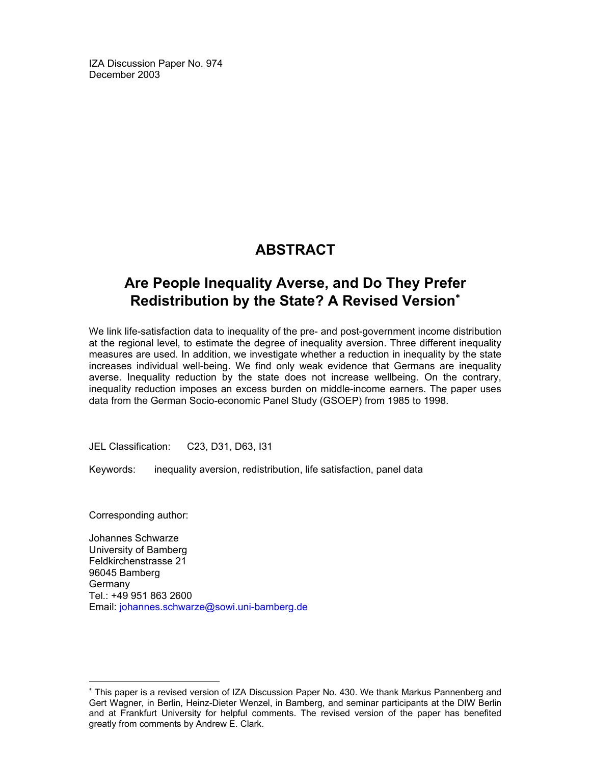IZA Discussion Paper No. 974
December 2003

## ABSTRACT

## Are People Inequality Averse, and Do They Prefer Redistribution by the State? A Revised Version[*]

We link life-satisfaction data to inequality of the pre- and post-government income distribution at the regional level, to estimate the degree of inequality aversion. Three different inequality measures are used. In addition, we investigate whether a reduction in inequality by the state increases individual well-being. We find only weak evidence that Germans are inequality averse. Inequality reduction by the state does not increase wellbeing. On the contrary, inequality reduction imposes an excess burden on middle-income earners. The paper uses data from the German Socio-economic Panel Study (GSOEP) from 1985 to 1998.

JEL Classification: C23, D31, D63, I31

Keywords: inequality aversion, redistribution, life satisfaction, panel data

Corresponding author:

Johannes Schwarze
University of Bamberg
Feldkirchenstrasse 21
96045 Bamberg
Germany
Tel.: +49 951 863 2600
Email: johannes.schwarze@sowi.uni-bamberg.de

---

[*] This paper is a revised version of IZA Discussion Paper No. 430. We thank Markus Pannenberg and Gert Wagner, in Berlin, Heinz-Dieter Wenzel, in Bamberg, and seminar participants at the DIW Berlin and at Frankfurt University for helpful comments. The revised version of the paper has benefited greatly from comments by Andrew E. Clark.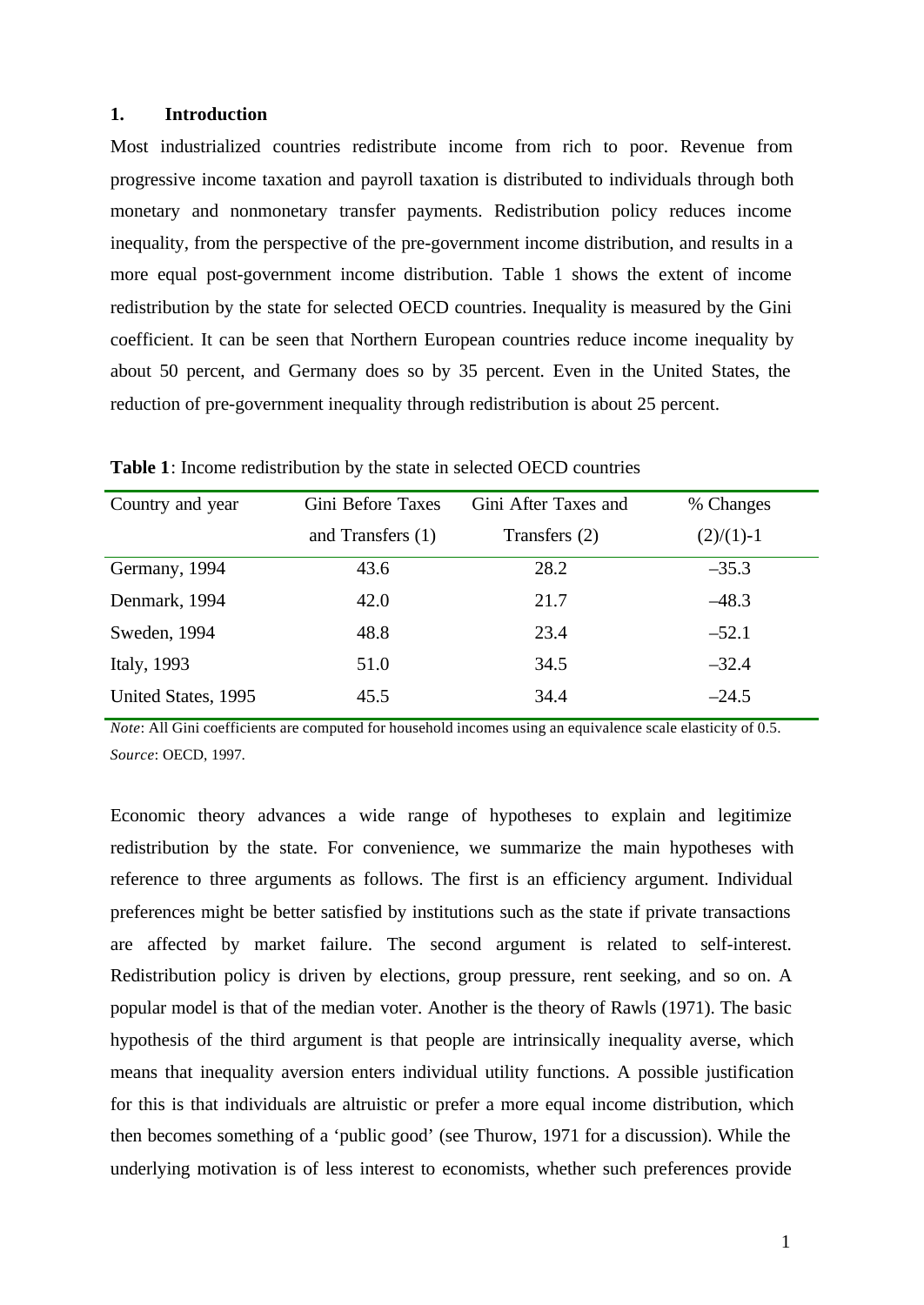## 1. Introduction

Most industrialized countries redistribute income from rich to poor. Revenue from progressive income taxation and payroll taxation is distributed to individuals through both monetary and nonmonetary transfer payments. Redistribution policy reduces income inequality, from the perspective of the pre-government income distribution, and results in a more equal post-government income distribution. Table 1 shows the extent of income redistribution by the state for selected OECD countries. Inequality is measured by the Gini coefficient. It can be seen that Northern European countries reduce income inequality by about 50 percent, and Germany does so by 35 percent. Even in the United States, the reduction of pre-government inequality through redistribution is about 25 percent.

**Table 1**: Income redistribution by the state in selected OECD countries

| Country and year | Gini Before Taxes and Transfers (1) | Gini After Taxes and Transfers (2) | % Changes (2)/(1)-1 |
|---|---|---|---|
| Germany, 1994 | 43.6 | 28.2 | –35.3 |
| Denmark, 1994 | 42.0 | 21.7 | –48.3 |
| Sweden, 1994 | 48.8 | 23.4 | –52.1 |
| Italy, 1993 | 51.0 | 34.5 | –32.4 |
| United States, 1995 | 45.5 | 34.4 | –24.5 |

*Note*: All Gini coefficients are computed for household incomes using an equivalence scale elasticity of 0.5.
*Source*: OECD, 1997.

Economic theory advances a wide range of hypotheses to explain and legitimize redistribution by the state. For convenience, we summarize the main hypotheses with reference to three arguments as follows. The first is an efficiency argument. Individual preferences might be better satisfied by institutions such as the state if private transactions are affected by market failure. The second argument is related to self-interest. Redistribution policy is driven by elections, group pressure, rent seeking, and so on. A popular model is that of the median voter. Another is the theory of Rawls (1971). The basic hypothesis of the third argument is that people are intrinsically inequality averse, which means that inequality aversion enters individual utility functions. A possible justification for this is that individuals are altruistic or prefer a more equal income distribution, which then becomes something of a 'public good' (see Thurow, 1971 for a discussion). While the underlying motivation is of less interest to economists, whether such preferences provide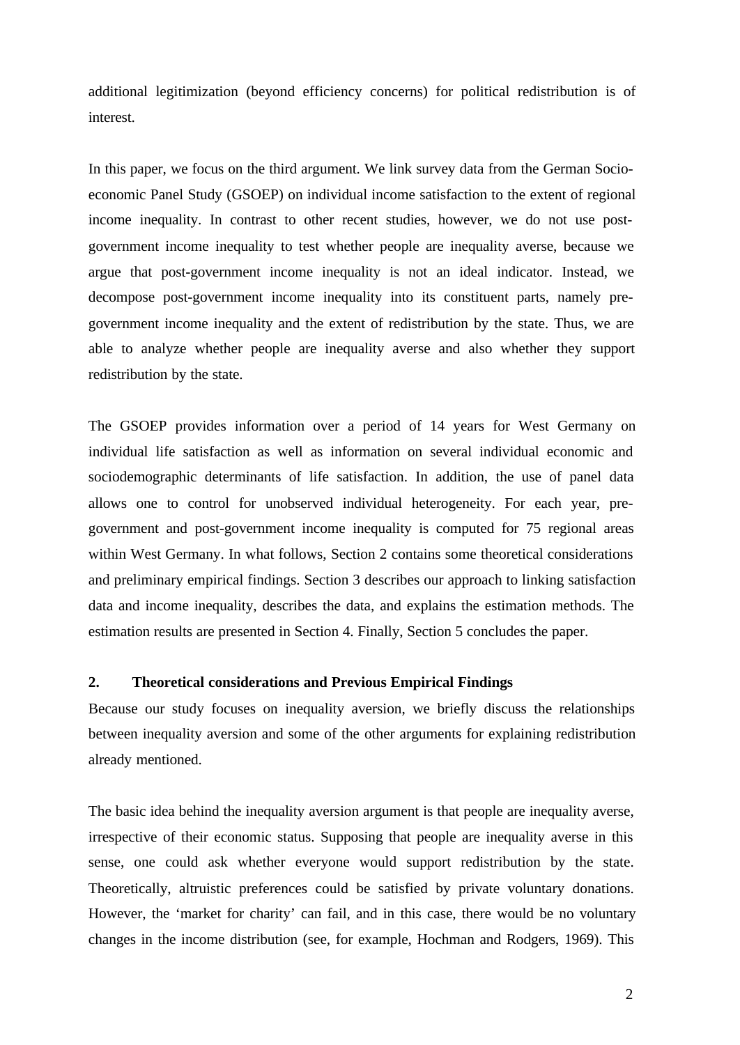additional legitimization (beyond efficiency concerns) for political redistribution is of interest.

In this paper, we focus on the third argument. We link survey data from the German Socio-economic Panel Study (GSOEP) on individual income satisfaction to the extent of regional income inequality. In contrast to other recent studies, however, we do not use post-government income inequality to test whether people are inequality averse, because we argue that post-government income inequality is not an ideal indicator. Instead, we decompose post-government income inequality into its constituent parts, namely pre-government income inequality and the extent of redistribution by the state. Thus, we are able to analyze whether people are inequality averse and also whether they support redistribution by the state.

The GSOEP provides information over a period of 14 years for West Germany on individual life satisfaction as well as information on several individual economic and sociodemographic determinants of life satisfaction. In addition, the use of panel data allows one to control for unobserved individual heterogeneity. For each year, pre-government and post-government income inequality is computed for 75 regional areas within West Germany. In what follows, Section 2 contains some theoretical considerations and preliminary empirical findings. Section 3 describes our approach to linking satisfaction data and income inequality, describes the data, and explains the estimation methods. The estimation results are presented in Section 4. Finally, Section 5 concludes the paper.

## 2. Theoretical considerations and Previous Empirical Findings

Because our study focuses on inequality aversion, we briefly discuss the relationships between inequality aversion and some of the other arguments for explaining redistribution already mentioned.

The basic idea behind the inequality aversion argument is that people are inequality averse, irrespective of their economic status. Supposing that people are inequality averse in this sense, one could ask whether everyone would support redistribution by the state. Theoretically, altruistic preferences could be satisfied by private voluntary donations. However, the 'market for charity' can fail, and in this case, there would be no voluntary changes in the income distribution (see, for example, Hochman and Rodgers, 1969). This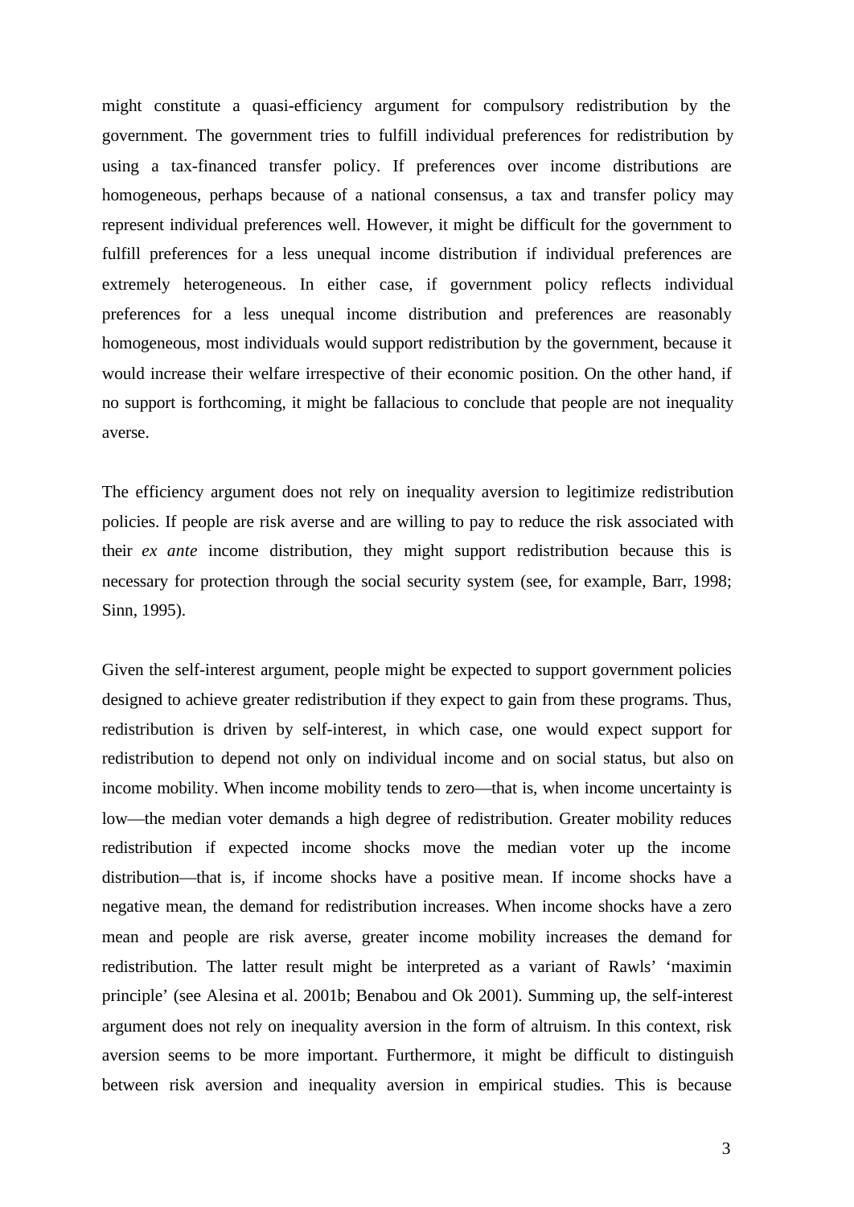might constitute a quasi-efficiency argument for compulsory redistribution by the government. The government tries to fulfill individual preferences for redistribution by using a tax-financed transfer policy. If preferences over income distributions are homogeneous, perhaps because of a national consensus, a tax and transfer policy may represent individual preferences well. However, it might be difficult for the government to fulfill preferences for a less unequal income distribution if individual preferences are extremely heterogeneous. In either case, if government policy reflects individual preferences for a less unequal income distribution and preferences are reasonably homogeneous, most individuals would support redistribution by the government, because it would increase their welfare irrespective of their economic position. On the other hand, if no support is forthcoming, it might be fallacious to conclude that people are not inequality averse.

The efficiency argument does not rely on inequality aversion to legitimize redistribution policies. If people are risk averse and are willing to pay to reduce the risk associated with their *ex ante* income distribution, they might support redistribution because this is necessary for protection through the social security system (see, for example, Barr, 1998; Sinn, 1995).

Given the self-interest argument, people might be expected to support government policies designed to achieve greater redistribution if they expect to gain from these programs. Thus, redistribution is driven by self-interest, in which case, one would expect support for redistribution to depend not only on individual income and on social status, but also on income mobility. When income mobility tends to zero—that is, when income uncertainty is low—the median voter demands a high degree of redistribution. Greater mobility reduces redistribution if expected income shocks move the median voter up the income distribution—that is, if income shocks have a positive mean. If income shocks have a negative mean, the demand for redistribution increases. When income shocks have a zero mean and people are risk averse, greater income mobility increases the demand for redistribution. The latter result might be interpreted as a variant of Rawls' 'maximin principle' (see Alesina et al. 2001b; Benabou and Ok 2001). Summing up, the self-interest argument does not rely on inequality aversion in the form of altruism. In this context, risk aversion seems to be more important. Furthermore, it might be difficult to distinguish between risk aversion and inequality aversion in empirical studies. This is because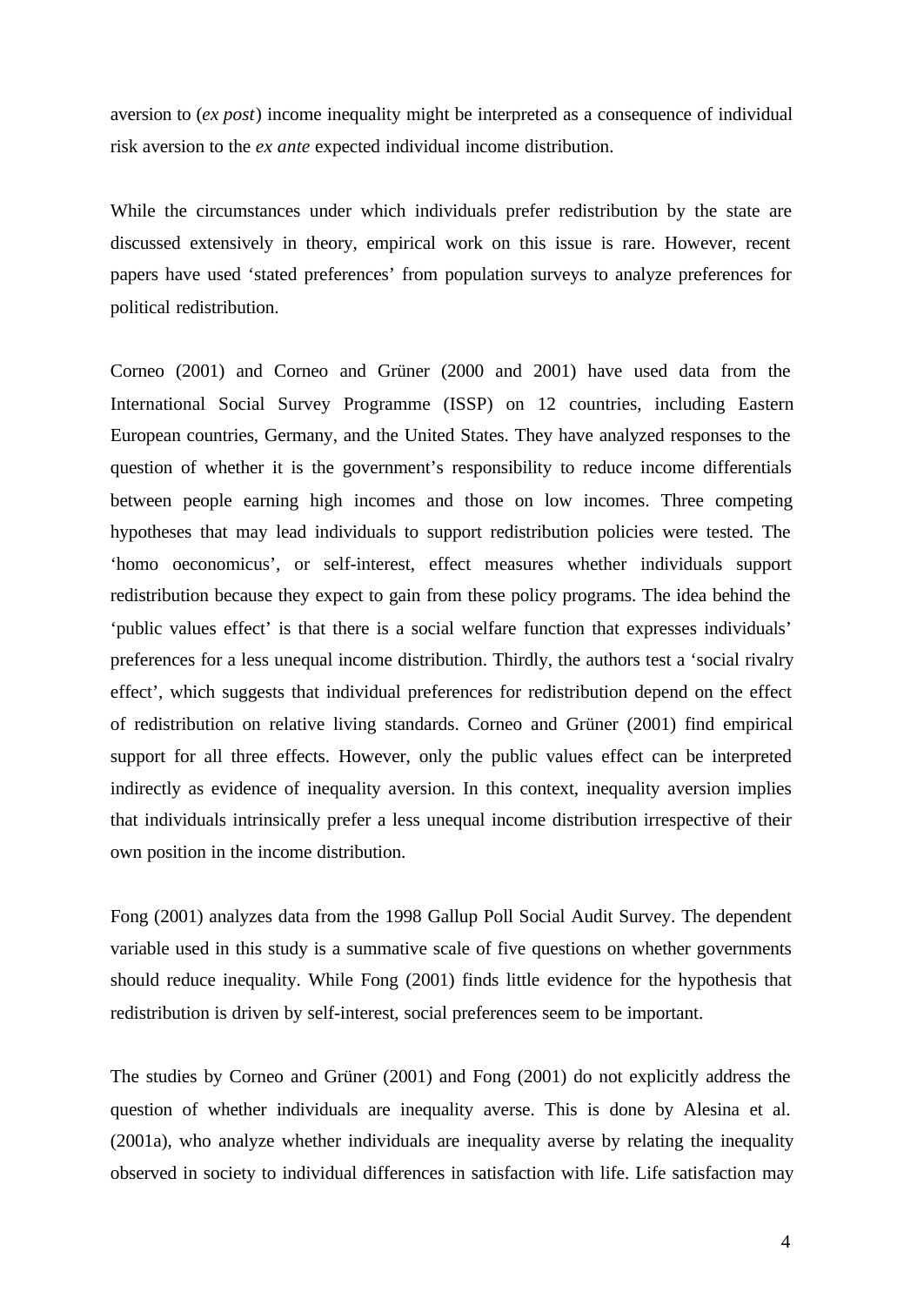aversion to (*ex post*) income inequality might be interpreted as a consequence of individual risk aversion to the *ex ante* expected individual income distribution.

While the circumstances under which individuals prefer redistribution by the state are discussed extensively in theory, empirical work on this issue is rare. However, recent papers have used 'stated preferences' from population surveys to analyze preferences for political redistribution.

Corneo (2001) and Corneo and Grüner (2000 and 2001) have used data from the International Social Survey Programme (ISSP) on 12 countries, including Eastern European countries, Germany, and the United States. They have analyzed responses to the question of whether it is the government's responsibility to reduce income differentials between people earning high incomes and those on low incomes. Three competing hypotheses that may lead individuals to support redistribution policies were tested. The 'homo oeconomicus', or self-interest, effect measures whether individuals support redistribution because they expect to gain from these policy programs. The idea behind the 'public values effect' is that there is a social welfare function that expresses individuals' preferences for a less unequal income distribution. Thirdly, the authors test a 'social rivalry effect', which suggests that individual preferences for redistribution depend on the effect of redistribution on relative living standards. Corneo and Grüner (2001) find empirical support for all three effects. However, only the public values effect can be interpreted indirectly as evidence of inequality aversion. In this context, inequality aversion implies that individuals intrinsically prefer a less unequal income distribution irrespective of their own position in the income distribution.

Fong (2001) analyzes data from the 1998 Gallup Poll Social Audit Survey. The dependent variable used in this study is a summative scale of five questions on whether governments should reduce inequality. While Fong (2001) finds little evidence for the hypothesis that redistribution is driven by self-interest, social preferences seem to be important.

The studies by Corneo and Grüner (2001) and Fong (2001) do not explicitly address the question of whether individuals are inequality averse. This is done by Alesina et al. (2001a), who analyze whether individuals are inequality averse by relating the inequality observed in society to individual differences in satisfaction with life. Life satisfaction may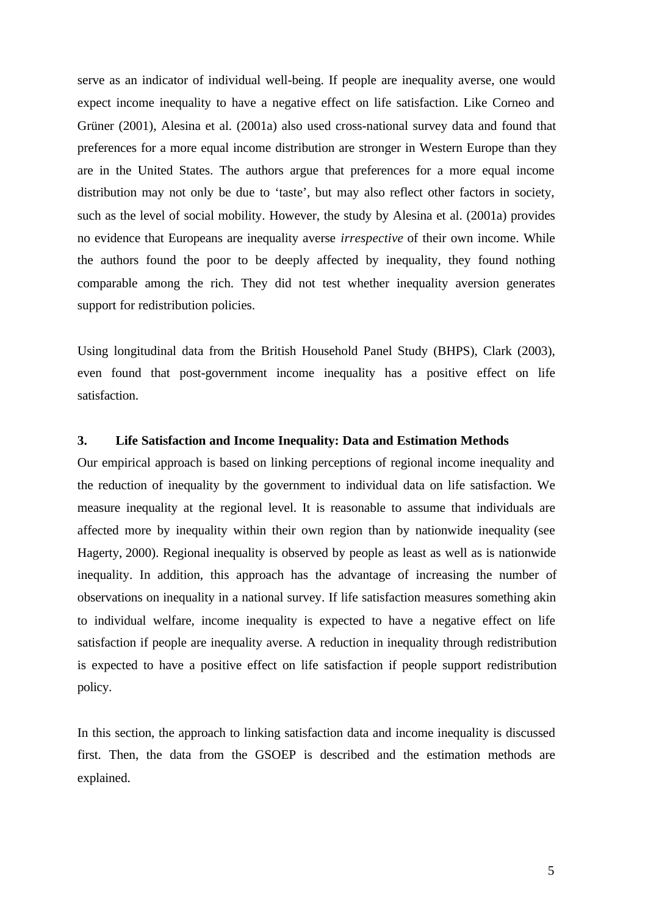serve as an indicator of individual well-being. If people are inequality averse, one would expect income inequality to have a negative effect on life satisfaction. Like Corneo and Grüner (2001), Alesina et al. (2001a) also used cross-national survey data and found that preferences for a more equal income distribution are stronger in Western Europe than they are in the United States. The authors argue that preferences for a more equal income distribution may not only be due to 'taste', but may also reflect other factors in society, such as the level of social mobility. However, the study by Alesina et al. (2001a) provides no evidence that Europeans are inequality averse *irrespective* of their own income. While the authors found the poor to be deeply affected by inequality, they found nothing comparable among the rich. They did not test whether inequality aversion generates support for redistribution policies.

Using longitudinal data from the British Household Panel Study (BHPS), Clark (2003), even found that post-government income inequality has a positive effect on life satisfaction.

## 3. Life Satisfaction and Income Inequality: Data and Estimation Methods

Our empirical approach is based on linking perceptions of regional income inequality and the reduction of inequality by the government to individual data on life satisfaction. We measure inequality at the regional level. It is reasonable to assume that individuals are affected more by inequality within their own region than by nationwide inequality (see Hagerty, 2000). Regional inequality is observed by people as least as well as is nationwide inequality. In addition, this approach has the advantage of increasing the number of observations on inequality in a national survey. If life satisfaction measures something akin to individual welfare, income inequality is expected to have a negative effect on life satisfaction if people are inequality averse. A reduction in inequality through redistribution is expected to have a positive effect on life satisfaction if people support redistribution policy.

In this section, the approach to linking satisfaction data and income inequality is discussed first. Then, the data from the GSOEP is described and the estimation methods are explained.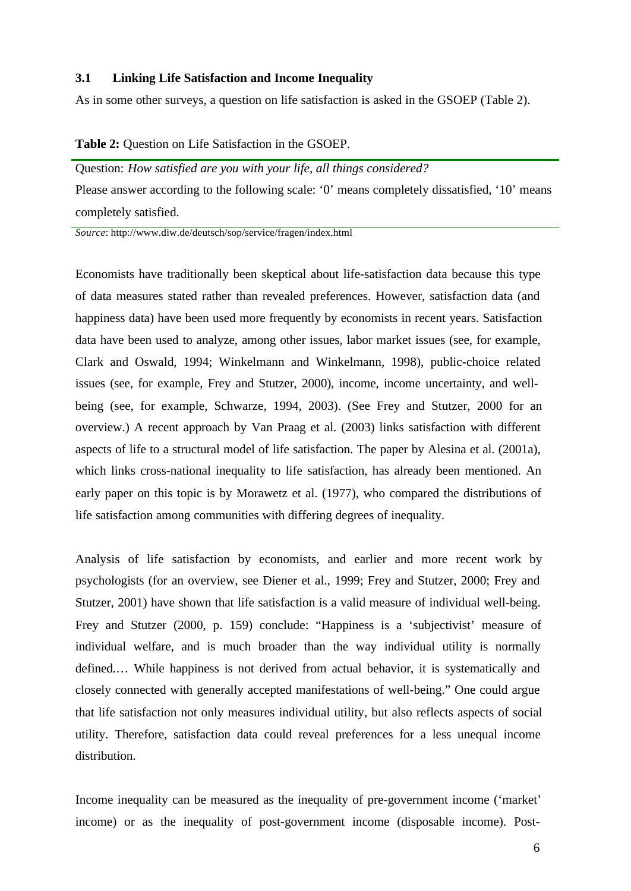### 3.1 Linking Life Satisfaction and Income Inequality

As in some other surveys, a question on life satisfaction is asked in the GSOEP (Table 2).

**Table 2:** Question on Life Satisfaction in the GSOEP.

Question: *How satisfied are you with your life, all things considered?*
Please answer according to the following scale: '0' means completely dissatisfied, '10' means completely satisfied.

*Source*: http://www.diw.de/deutsch/sop/service/fragen/index.html

Economists have traditionally been skeptical about life-satisfaction data because this type of data measures stated rather than revealed preferences. However, satisfaction data (and happiness data) have been used more frequently by economists in recent years. Satisfaction data have been used to analyze, among other issues, labor market issues (see, for example, Clark and Oswald, 1994; Winkelmann and Winkelmann, 1998), public-choice related issues (see, for example, Frey and Stutzer, 2000), income, income uncertainty, and well-being (see, for example, Schwarze, 1994, 2003). (See Frey and Stutzer, 2000 for an overview.) A recent approach by Van Praag et al. (2003) links satisfaction with different aspects of life to a structural model of life satisfaction. The paper by Alesina et al. (2001a), which links cross-national inequality to life satisfaction, has already been mentioned. An early paper on this topic is by Morawetz et al. (1977), who compared the distributions of life satisfaction among communities with differing degrees of inequality.

Analysis of life satisfaction by economists, and earlier and more recent work by psychologists (for an overview, see Diener et al., 1999; Frey and Stutzer, 2000; Frey and Stutzer, 2001) have shown that life satisfaction is a valid measure of individual well-being. Frey and Stutzer (2000, p. 159) conclude: "Happiness is a 'subjectivist' measure of individual welfare, and is much broader than the way individual utility is normally defined.… While happiness is not derived from actual behavior, it is systematically and closely connected with generally accepted manifestations of well-being." One could argue that life satisfaction not only measures individual utility, but also reflects aspects of social utility. Therefore, satisfaction data could reveal preferences for a less unequal income distribution.

Income inequality can be measured as the inequality of pre-government income ('market' income) or as the inequality of post-government income (disposable income). Post-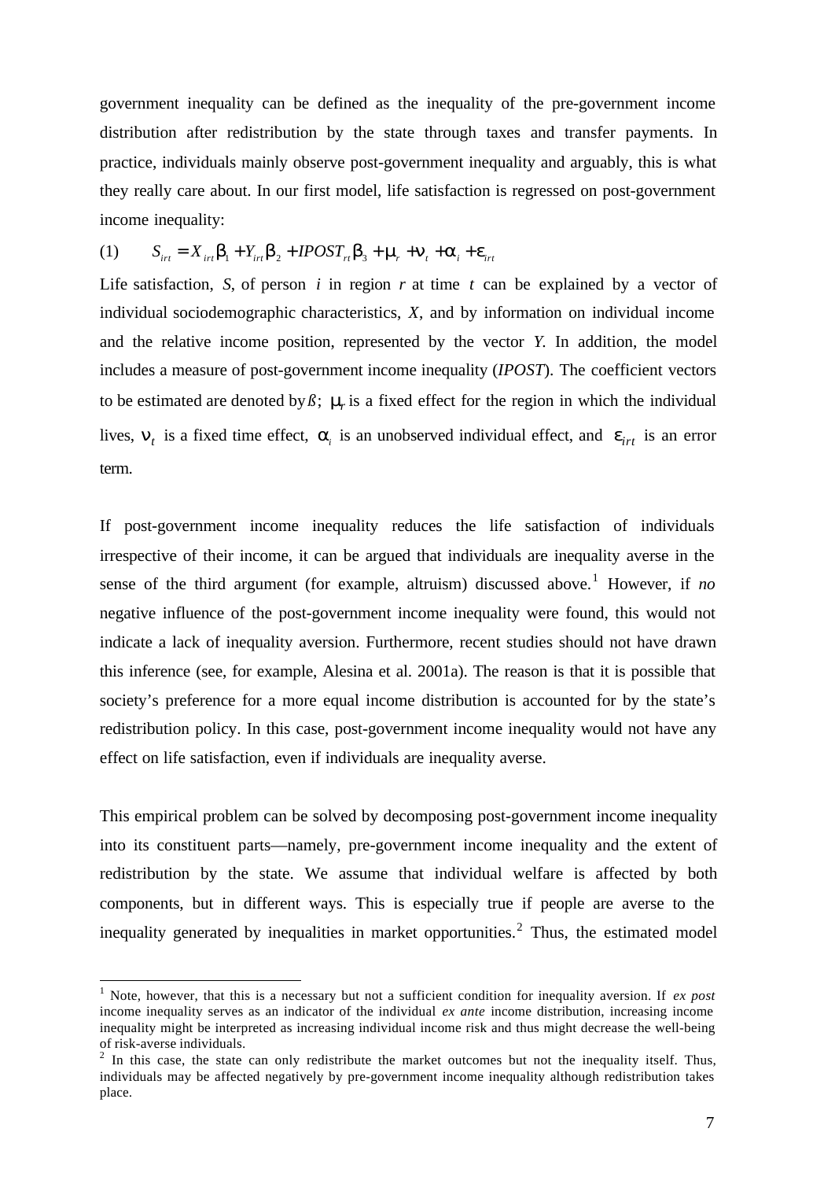government inequality can be defined as the inequality of the pre-government income distribution after redistribution by the state through taxes and transfer payments. In practice, individuals mainly observe post-government inequality and arguably, this is what they really care about. In our first model, life satisfaction is regressed on post-government income inequality:

$$(1) \qquad S_{irt} = X_{irt}\beta_1 + Y_{irt}\beta_2 + IPOST_{rt}\beta_3 + \mu_r + \nu_t + \alpha_i + \varepsilon_{irt}$$

Life satisfaction, $S$, of person $i$ in region $r$ at time $t$ can be explained by a vector of individual sociodemographic characteristics, $X$, and by information on individual income and the relative income position, represented by the vector $Y$. In addition, the model includes a measure of post-government income inequality (*IPOST*). The coefficient vectors to be estimated are denoted by $ß$; $\mu_r$ is a fixed effect for the region in which the individual lives, $\nu_t$ is a fixed time effect, $\alpha_i$ is an unobserved individual effect, and $\varepsilon_{irt}$ is an error term.

If post-government income inequality reduces the life satisfaction of individuals irrespective of their income, it can be argued that individuals are inequality averse in the sense of the third argument (for example, altruism) discussed above.[1] However, if *no* negative influence of the post-government income inequality were found, this would not indicate a lack of inequality aversion. Furthermore, recent studies should not have drawn this inference (see, for example, Alesina et al. 2001a). The reason is that it is possible that society's preference for a more equal income distribution is accounted for by the state's redistribution policy. In this case, post-government income inequality would not have any effect on life satisfaction, even if individuals are inequality averse.

This empirical problem can be solved by decomposing post-government income inequality into its constituent parts—namely, pre-government income inequality and the extent of redistribution by the state. We assume that individual welfare is affected by both components, but in different ways. This is especially true if people are averse to the inequality generated by inequalities in market opportunities.[2] Thus, the estimated model

---

[1] Note, however, that this is a necessary but not a sufficient condition for inequality aversion. If *ex post* income inequality serves as an indicator of the individual *ex ante* income distribution, increasing income inequality might be interpreted as increasing individual income risk and thus might decrease the well-being of risk-averse individuals.

[2] In this case, the state can only redistribute the market outcomes but not the inequality itself. Thus, individuals may be affected negatively by pre-government income inequality although redistribution takes place.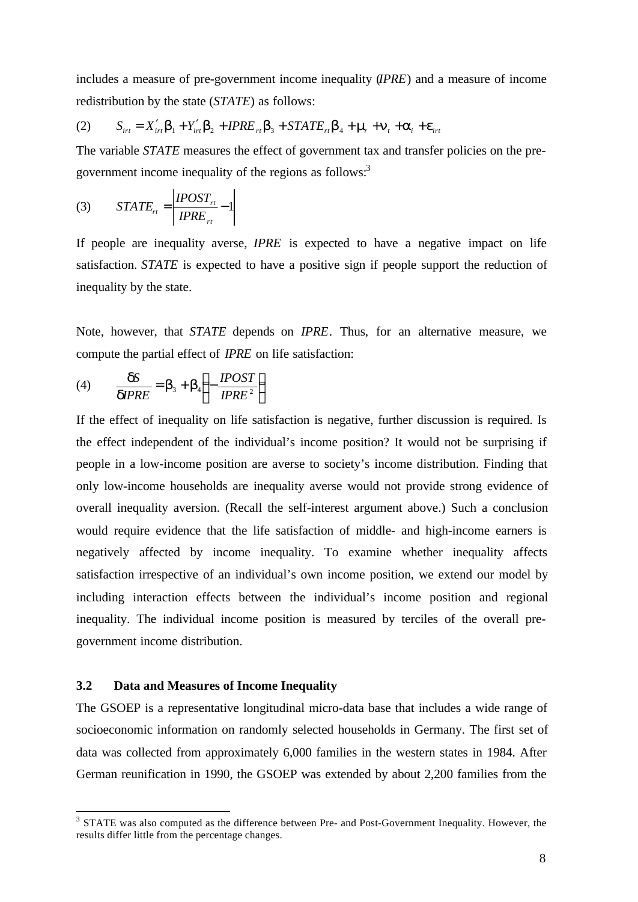includes a measure of pre-government income inequality (*IPRE*) and a measure of income redistribution by the state (*STATE*) as follows:

$$S_{irt} = X'_{irt}\beta_1 + Y'_{irt}\beta_2 + IPRE_{rt}\beta_3 + STATE_{rt}\beta_4 + \mu_r + \nu_t + \alpha_i + \varepsilon_{irt} \quad (2)$$

The variable *STATE* measures the effect of government tax and transfer policies on the pre-government income inequality of the regions as follows:[3]

$$STATE_{rt} = \left| \frac{IPOST_{rt}}{IPRE_{rt}} - 1 \right| \quad (3)$$

If people are inequality averse, *IPRE* is expected to have a negative impact on life satisfaction. *STATE* is expected to have a positive sign if people support the reduction of inequality by the state.

Note, however, that *STATE* depends on *IPRE*. Thus, for an alternative measure, we compute the partial effect of *IPRE* on life satisfaction:

$$\frac{\delta S}{\delta IPRE} = \beta_3 + \beta_4 \left( -\frac{IPOST}{IPRE^2} \right) \quad (4)$$

If the effect of inequality on life satisfaction is negative, further discussion is required. Is the effect independent of the individual's income position? It would not be surprising if people in a low-income position are averse to society's income distribution. Finding that only low-income households are inequality averse would not provide strong evidence of overall inequality aversion. (Recall the self-interest argument above.) Such a conclusion would require evidence that the life satisfaction of middle- and high-income earners is negatively affected by income inequality. To examine whether inequality affects satisfaction irrespective of an individual's own income position, we extend our model by including interaction effects between the individual's income position and regional inequality. The individual income position is measured by terciles of the overall pre-government income distribution.

### 3.2 Data and Measures of Income Inequality

The GSOEP is a representative longitudinal micro-data base that includes a wide range of socioeconomic information on randomly selected households in Germany. The first set of data was collected from approximately 6,000 families in the western states in 1984. After German reunification in 1990, the GSOEP was extended by about 2,200 families from the

[3] STATE was also computed as the difference between Pre- and Post-Government Inequality. However, the results differ little from the percentage changes.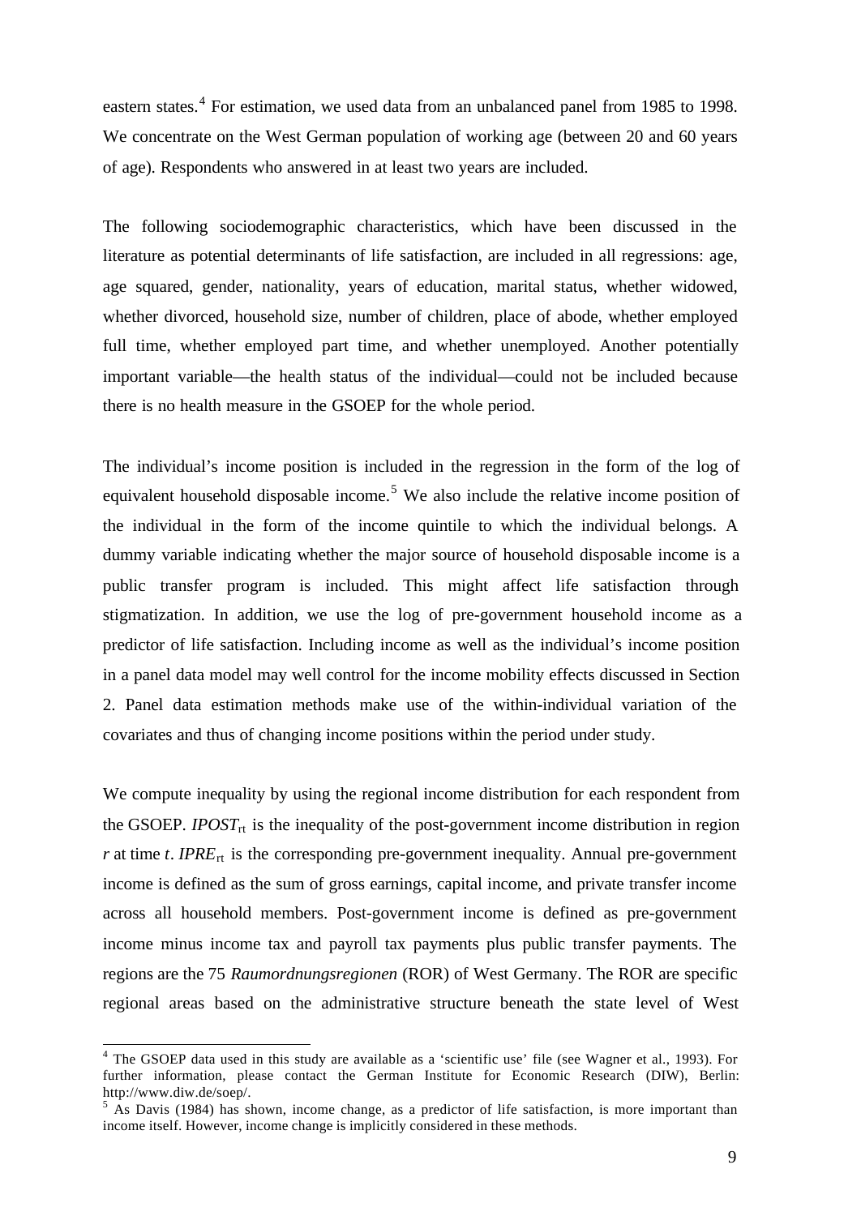eastern states.[4] For estimation, we used data from an unbalanced panel from 1985 to 1998. We concentrate on the West German population of working age (between 20 and 60 years of age). Respondents who answered in at least two years are included.

The following sociodemographic characteristics, which have been discussed in the literature as potential determinants of life satisfaction, are included in all regressions: age, age squared, gender, nationality, years of education, marital status, whether widowed, whether divorced, household size, number of children, place of abode, whether employed full time, whether employed part time, and whether unemployed. Another potentially important variable—the health status of the individual—could not be included because there is no health measure in the GSOEP for the whole period.

The individual's income position is included in the regression in the form of the log of equivalent household disposable income.[5] We also include the relative income position of the individual in the form of the income quintile to which the individual belongs. A dummy variable indicating whether the major source of household disposable income is a public transfer program is included. This might affect life satisfaction through stigmatization. In addition, we use the log of pre-government household income as a predictor of life satisfaction. Including income as well as the individual's income position in a panel data model may well control for the income mobility effects discussed in Section 2. Panel data estimation methods make use of the within-individual variation of the covariates and thus of changing income positions within the period under study.

We compute inequality by using the regional income distribution for each respondent from the GSOEP. $IPOST_{rt}$ is the inequality of the post-government income distribution in region $r$ at time $t$. $IPRE_{rt}$ is the corresponding pre-government inequality. Annual pre-government income is defined as the sum of gross earnings, capital income, and private transfer income across all household members. Post-government income is defined as pre-government income minus income tax and payroll tax payments plus public transfer payments. The regions are the 75 *Raumordnungsregionen* (ROR) of West Germany. The ROR are specific regional areas based on the administrative structure beneath the state level of West

[4] The GSOEP data used in this study are available as a 'scientific use' file (see Wagner et al., 1993). For further information, please contact the German Institute for Economic Research (DIW), Berlin: http://www.diw.de/soep/.

[5] As Davis (1984) has shown, income change, as a predictor of life satisfaction, is more important than income itself. However, income change is implicitly considered in these methods.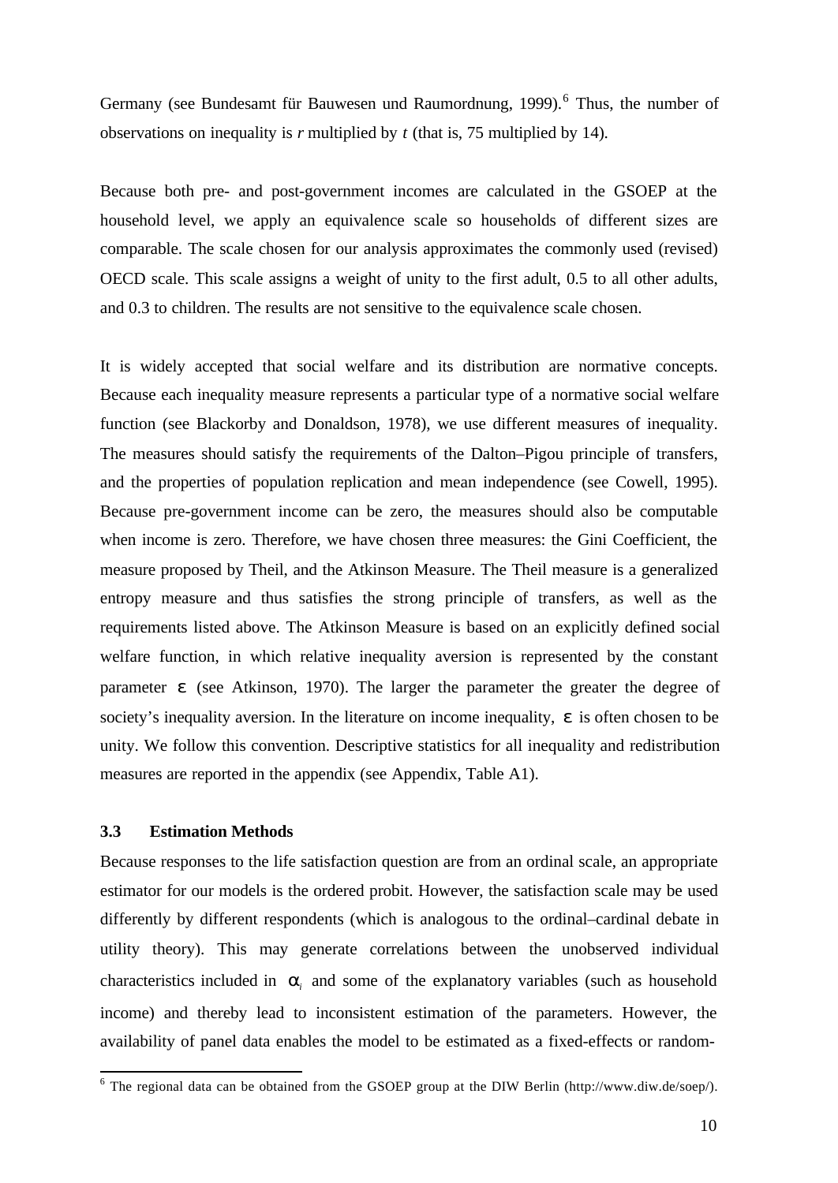Germany (see Bundesamt für Bauwesen und Raumordnung, 1999).[6] Thus, the number of observations on inequality is *r* multiplied by *t* (that is, 75 multiplied by 14).

Because both pre- and post-government incomes are calculated in the GSOEP at the household level, we apply an equivalence scale so households of different sizes are comparable. The scale chosen for our analysis approximates the commonly used (revised) OECD scale. This scale assigns a weight of unity to the first adult, 0.5 to all other adults, and 0.3 to children. The results are not sensitive to the equivalence scale chosen.

It is widely accepted that social welfare and its distribution are normative concepts. Because each inequality measure represents a particular type of a normative social welfare function (see Blackorby and Donaldson, 1978), we use different measures of inequality. The measures should satisfy the requirements of the Dalton–Pigou principle of transfers, and the properties of population replication and mean independence (see Cowell, 1995). Because pre-government income can be zero, the measures should also be computable when income is zero. Therefore, we have chosen three measures: the Gini Coefficient, the measure proposed by Theil, and the Atkinson Measure. The Theil measure is a generalized entropy measure and thus satisfies the strong principle of transfers, as well as the requirements listed above. The Atkinson Measure is based on an explicitly defined social welfare function, in which relative inequality aversion is represented by the constant parameter $\varepsilon$ (see Atkinson, 1970). The larger the parameter the greater the degree of society's inequality aversion. In the literature on income inequality, $\varepsilon$ is often chosen to be unity. We follow this convention. Descriptive statistics for all inequality and redistribution measures are reported in the appendix (see Appendix, Table A1).

### 3.3 Estimation Methods

Because responses to the life satisfaction question are from an ordinal scale, an appropriate estimator for our models is the ordered probit. However, the satisfaction scale may be used differently by different respondents (which is analogous to the ordinal–cardinal debate in utility theory). This may generate correlations between the unobserved individual characteristics included in $\alpha_i$ and some of the explanatory variables (such as household income) and thereby lead to inconsistent estimation of the parameters. However, the availability of panel data enables the model to be estimated as a fixed-effects or random-

[6] The regional data can be obtained from the GSOEP group at the DIW Berlin (http://www.diw.de/soep/).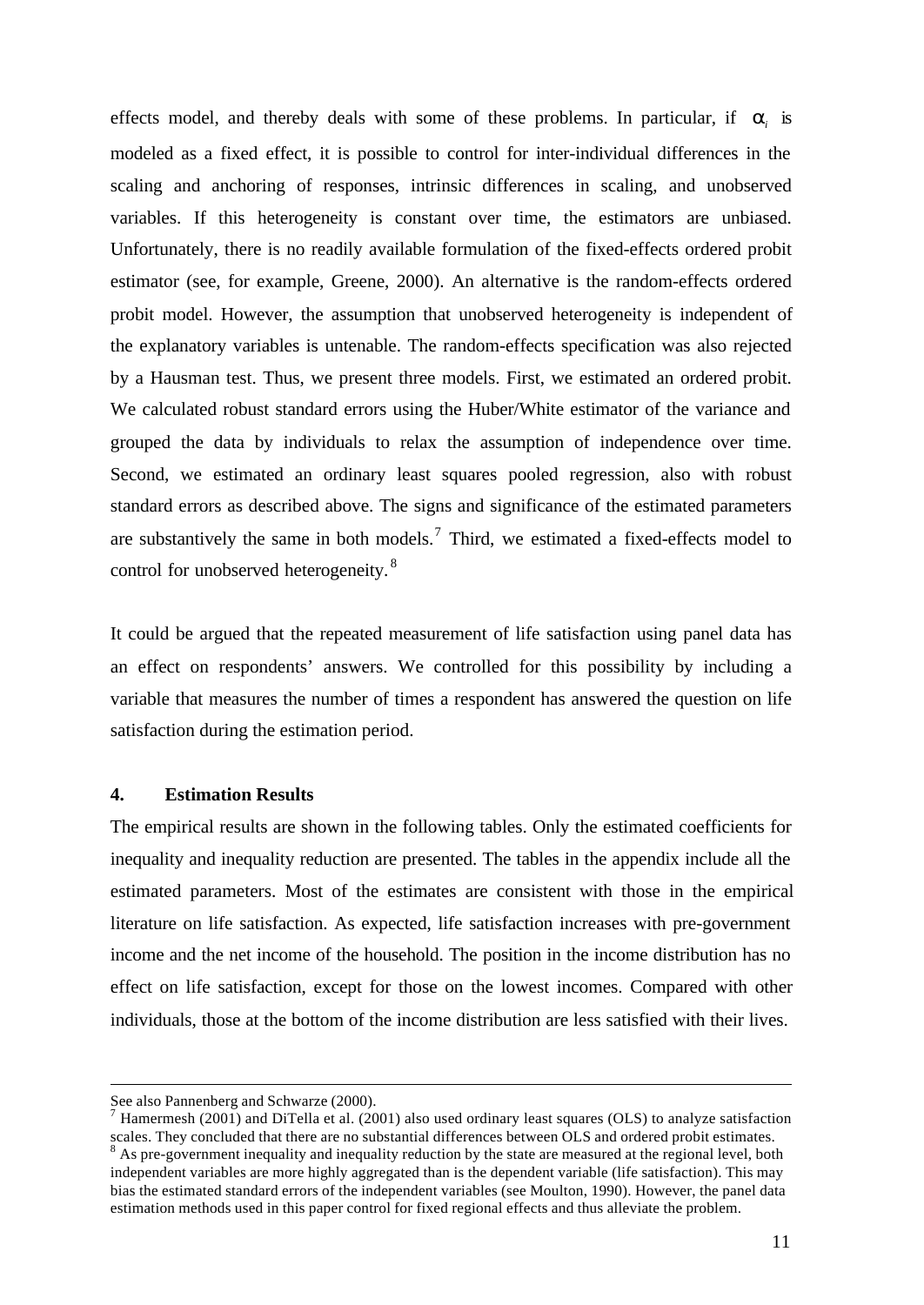effects model, and thereby deals with some of these problems. In particular, if $\alpha_i$ is modeled as a fixed effect, it is possible to control for inter-individual differences in the scaling and anchoring of responses, intrinsic differences in scaling, and unobserved variables. If this heterogeneity is constant over time, the estimators are unbiased. Unfortunately, there is no readily available formulation of the fixed-effects ordered probit estimator (see, for example, Greene, 2000). An alternative is the random-effects ordered probit model. However, the assumption that unobserved heterogeneity is independent of the explanatory variables is untenable. The random-effects specification was also rejected by a Hausman test. Thus, we present three models. First, we estimated an ordered probit. We calculated robust standard errors using the Huber/White estimator of the variance and grouped the data by individuals to relax the assumption of independence over time. Second, we estimated an ordinary least squares pooled regression, also with robust standard errors as described above. The signs and significance of the estimated parameters are substantively the same in both models.[7] Third, we estimated a fixed-effects model to control for unobserved heterogeneity.[8]

It could be argued that the repeated measurement of life satisfaction using panel data has an effect on respondents' answers. We controlled for this possibility by including a variable that measures the number of times a respondent has answered the question on life satisfaction during the estimation period.

## 4. Estimation Results

The empirical results are shown in the following tables. Only the estimated coefficients for inequality and inequality reduction are presented. The tables in the appendix include all the estimated parameters. Most of the estimates are consistent with those in the empirical literature on life satisfaction. As expected, life satisfaction increases with pre-government income and the net income of the household. The position in the income distribution has no effect on life satisfaction, except for those on the lowest incomes. Compared with other individuals, those at the bottom of the income distribution are less satisfied with their lives.

---

See also Pannenberg and Schwarze (2000).

[7] Hamermesh (2001) and DiTella et al. (2001) also used ordinary least squares (OLS) to analyze satisfaction scales. They concluded that there are no substantial differences between OLS and ordered probit estimates.

[8] As pre-government inequality and inequality reduction by the state are measured at the regional level, both independent variables are more highly aggregated than is the dependent variable (life satisfaction). This may bias the estimated standard errors of the independent variables (see Moulton, 1990). However, the panel data estimation methods used in this paper control for fixed regional effects and thus alleviate the problem.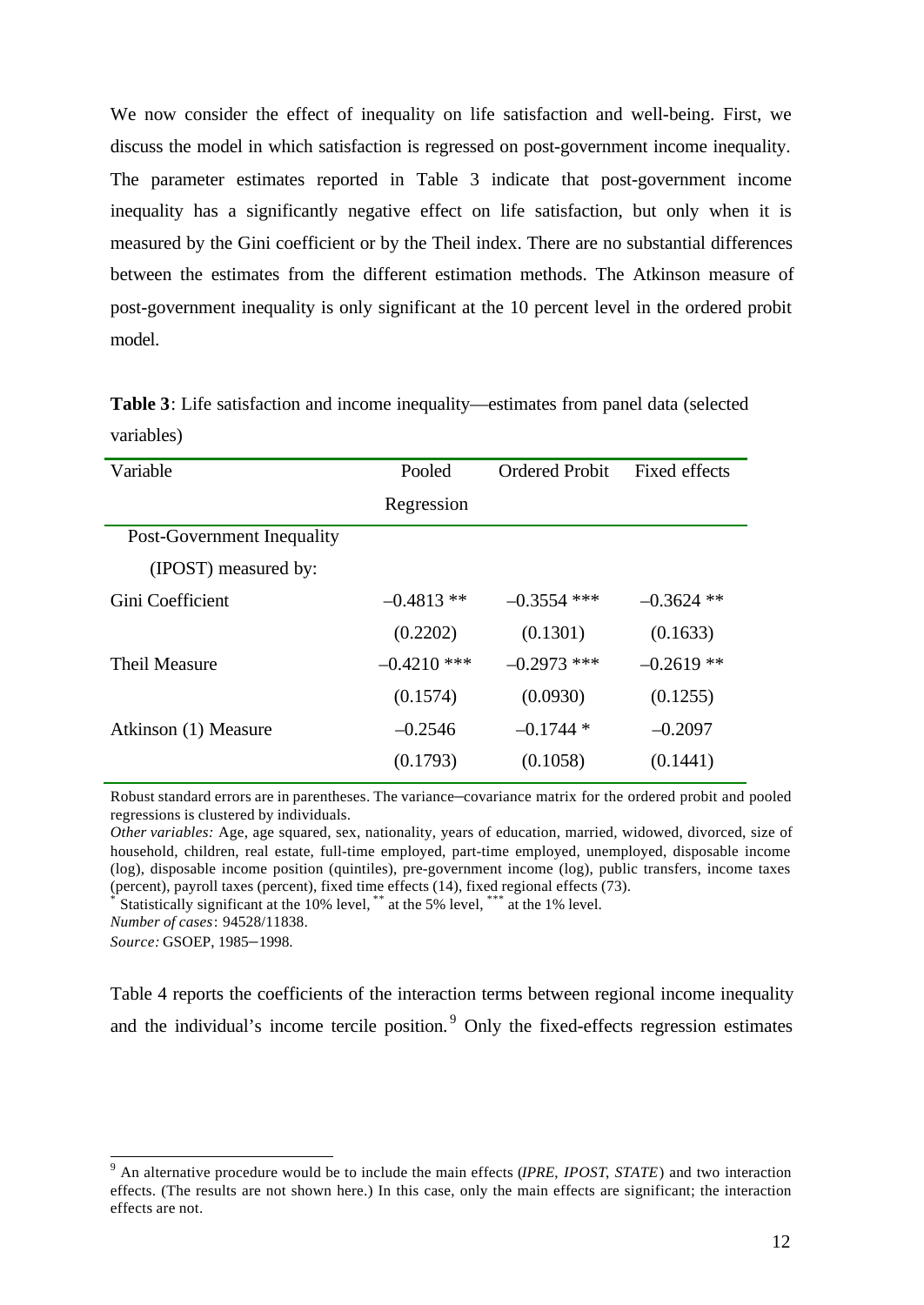We now consider the effect of inequality on life satisfaction and well-being. First, we discuss the model in which satisfaction is regressed on post-government income inequality. The parameter estimates reported in Table 3 indicate that post-government income inequality has a significantly negative effect on life satisfaction, but only when it is measured by the Gini coefficient or by the Theil index. There are no substantial differences between the estimates from the different estimation methods. The Atkinson measure of post-government inequality is only significant at the 10 percent level in the ordered probit model.

**Table 3**: Life satisfaction and income inequality—estimates from panel data (selected variables)

| Variable | Pooled Regression | Ordered Probit | Fixed effects |
|---|---|---|---|
| Post-Government Inequality (IPOST) measured by: | | | |
| Gini Coefficient | –0.4813 ** | –0.3554 *** | –0.3624 ** |
| | (0.2202) | (0.1301) | (0.1633) |
| Theil Measure | –0.4210 *** | –0.2973 *** | –0.2619 ** |
| | (0.1574) | (0.0930) | (0.1255) |
| Atkinson (1) Measure | –0.2546 | –0.1744 * | –0.2097 |
| | (0.1793) | (0.1058) | (0.1441) |

Robust standard errors are in parentheses. The variance–covariance matrix for the ordered probit and pooled regressions is clustered by individuals.
*Other variables:* Age, age squared, sex, nationality, years of education, married, widowed, divorced, size of household, children, real estate, full-time employed, part-time employed, unemployed, disposable income (log), disposable income position (quintiles), pre-government income (log), public transfers, income taxes (percent), payroll taxes (percent), fixed time effects (14), fixed regional effects (73).
* Statistically significant at the 10% level, ** at the 5% level, *** at the 1% level.
*Number of cases*: 94528/11838.
*Source:* GSOEP, 1985–1998.

Table 4 reports the coefficients of the interaction terms between regional income inequality and the individual's income tercile position.[9] Only the fixed-effects regression estimates

[9] An alternative procedure would be to include the main effects (*IPRE*, *IPOST*, *STATE*) and two interaction effects. (The results are not shown here.) In this case, only the main effects are significant; the interaction effects are not.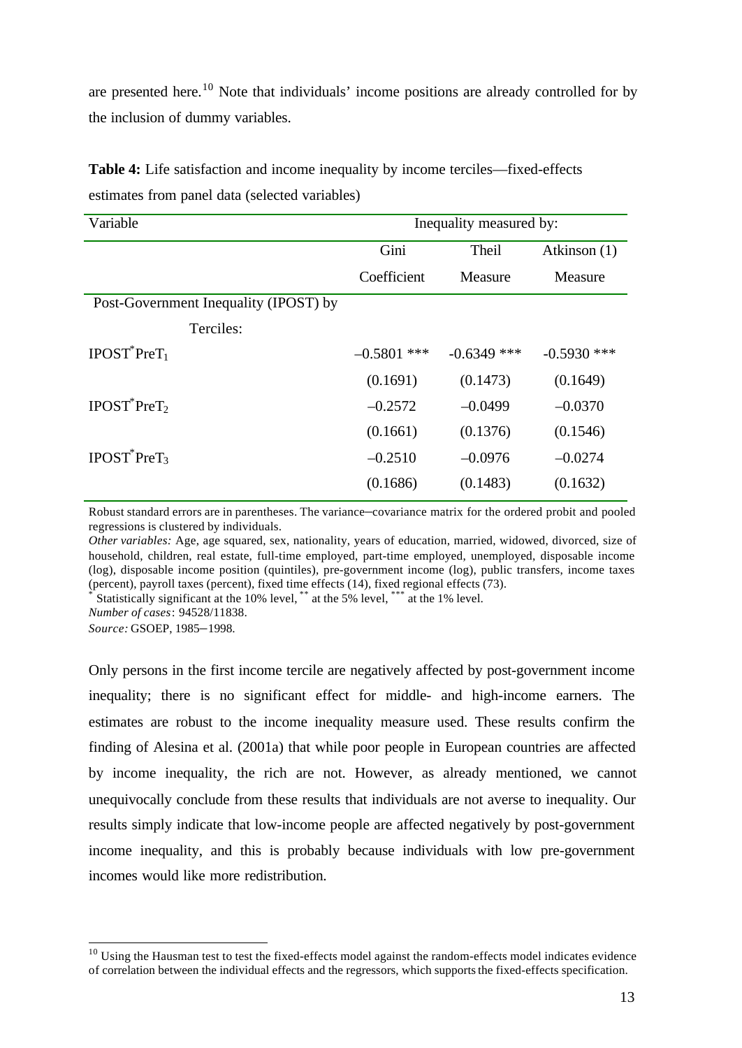are presented here.[10] Note that individuals' income positions are already controlled for by the inclusion of dummy variables.

**Table 4:** Life satisfaction and income inequality by income terciles—fixed-effects estimates from panel data (selected variables)

| Variable | Inequality measured by: | | |
|---|---|---|---|
| | Gini Coefficient | Theil Measure | Atkinson (1) Measure |
| Post-Government Inequality (IPOST) by Terciles: | | | |
| $IPOST^{*}PreT_{1}$ | –0.5801 *** | -0.6349 *** | -0.5930 *** |
| | (0.1691) | (0.1473) | (0.1649) |
| $IPOST^{*}PreT_{2}$ | –0.2572 | –0.0499 | –0.0370 |
| | (0.1661) | (0.1376) | (0.1546) |
| $IPOST^{*}PreT_{3}$ | –0.2510 | –0.0976 | –0.0274 |
| | (0.1686) | (0.1483) | (0.1632) |

Robust standard errors are in parentheses. The variance–covariance matrix for the ordered probit and pooled regressions is clustered by individuals.
*Other variables:* Age, age squared, sex, nationality, years of education, married, widowed, divorced, size of household, children, real estate, full-time employed, part-time employed, unemployed, disposable income (log), disposable income position (quintiles), pre-government income (log), public transfers, income taxes (percent), payroll taxes (percent), fixed time effects (14), fixed regional effects (73).
\* Statistically significant at the 10% level, \*\* at the 5% level, \*\*\* at the 1% level.
*Number of cases*: 94528/11838.
*Source:* GSOEP, 1985–1998.

Only persons in the first income tercile are negatively affected by post-government income inequality; there is no significant effect for middle- and high-income earners. The estimates are robust to the income inequality measure used. These results confirm the finding of Alesina et al. (2001a) that while poor people in European countries are affected by income inequality, the rich are not. However, as already mentioned, we cannot unequivocally conclude from these results that individuals are not averse to inequality. Our results simply indicate that low-income people are affected negatively by post-government income inequality, and this is probably because individuals with low pre-government incomes would like more redistribution.

[10] Using the Hausman test to test the fixed-effects model against the random-effects model indicates evidence of correlation between the individual effects and the regressors, which supports the fixed-effects specification.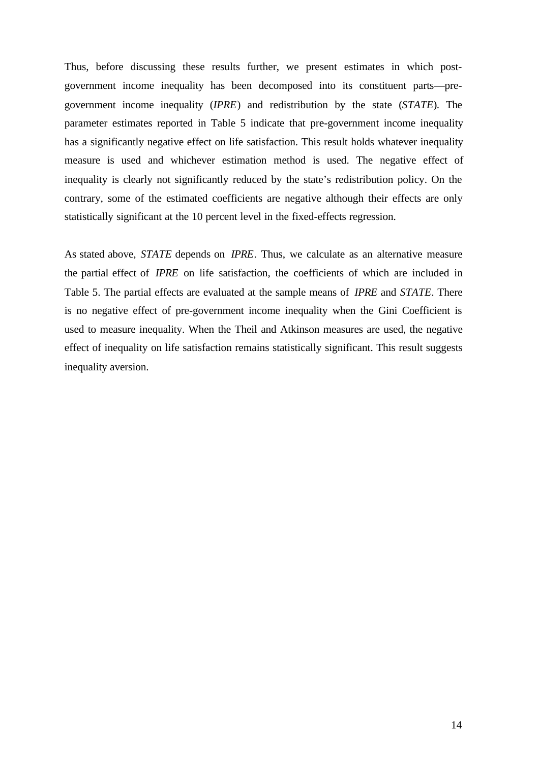Thus, before discussing these results further, we present estimates in which post-government income inequality has been decomposed into its constituent parts—pre-government income inequality (*IPRE*) and redistribution by the state (*STATE*). The parameter estimates reported in Table 5 indicate that pre-government income inequality has a significantly negative effect on life satisfaction. This result holds whatever inequality measure is used and whichever estimation method is used. The negative effect of inequality is clearly not significantly reduced by the state's redistribution policy. On the contrary, some of the estimated coefficients are negative although their effects are only statistically significant at the 10 percent level in the fixed-effects regression.

As stated above, *STATE* depends on *IPRE*. Thus, we calculate as an alternative measure the partial effect of *IPRE* on life satisfaction, the coefficients of which are included in Table 5. The partial effects are evaluated at the sample means of *IPRE* and *STATE*. There is no negative effect of pre-government income inequality when the Gini Coefficient is used to measure inequality. When the Theil and Atkinson measures are used, the negative effect of inequality on life satisfaction remains statistically significant. This result suggests inequality aversion.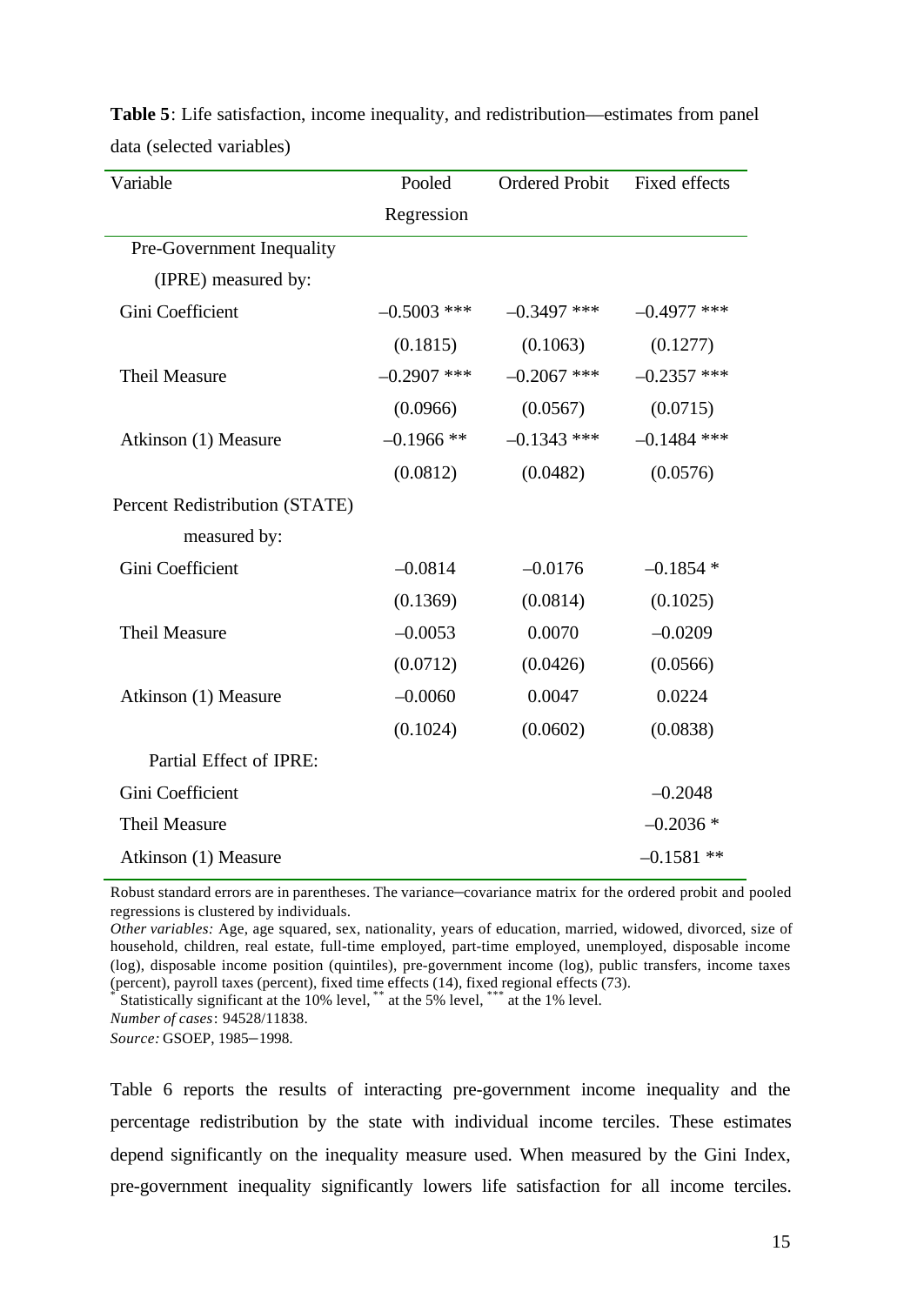**Table 5**: Life satisfaction, income inequality, and redistribution—estimates from panel data (selected variables)

| Variable | Pooled Regression | Ordered Probit | Fixed effects |
|---|---|---|---|
| Pre-Government Inequality (IPRE) measured by: | | | |
| Gini Coefficient | –0.5003 *** | –0.3497 *** | –0.4977 *** |
| | (0.1815) | (0.1063) | (0.1277) |
| Theil Measure | –0.2907 *** | –0.2067 *** | –0.2357 *** |
| | (0.0966) | (0.0567) | (0.0715) |
| Atkinson (1) Measure | –0.1966 ** | –0.1343 *** | –0.1484 *** |
| | (0.0812) | (0.0482) | (0.0576) |
| Percent Redistribution (STATE) measured by: | | | |
| Gini Coefficient | –0.0814 | –0.0176 | –0.1854 * |
| | (0.1369) | (0.0814) | (0.1025) |
| Theil Measure | –0.0053 | 0.0070 | –0.0209 |
| | (0.0712) | (0.0426) | (0.0566) |
| Atkinson (1) Measure | –0.0060 | 0.0047 | 0.0224 |
| | (0.1024) | (0.0602) | (0.0838) |
| Partial Effect of IPRE: | | | |
| Gini Coefficient | | | –0.2048 |
| Theil Measure | | | –0.2036 * |
| Atkinson (1) Measure | | | –0.1581 ** |

Robust standard errors are in parentheses. The variance–covariance matrix for the ordered probit and pooled regressions is clustered by individuals.

*Other variables:* Age, age squared, sex, nationality, years of education, married, widowed, divorced, size of household, children, real estate, full-time employed, part-time employed, unemployed, disposable income (log), disposable income position (quintiles), pre-government income (log), public transfers, income taxes (percent), payroll taxes (percent), fixed time effects (14), fixed regional effects (73).

\* Statistically significant at the 10% level, ** at the 5% level, *** at the 1% level.

*Number of cases*: 94528/11838.

*Source:* GSOEP, 1985–1998.

Table 6 reports the results of interacting pre-government income inequality and the percentage redistribution by the state with individual income terciles. These estimates depend significantly on the inequality measure used. When measured by the Gini Index, pre-government inequality significantly lowers life satisfaction for all income terciles.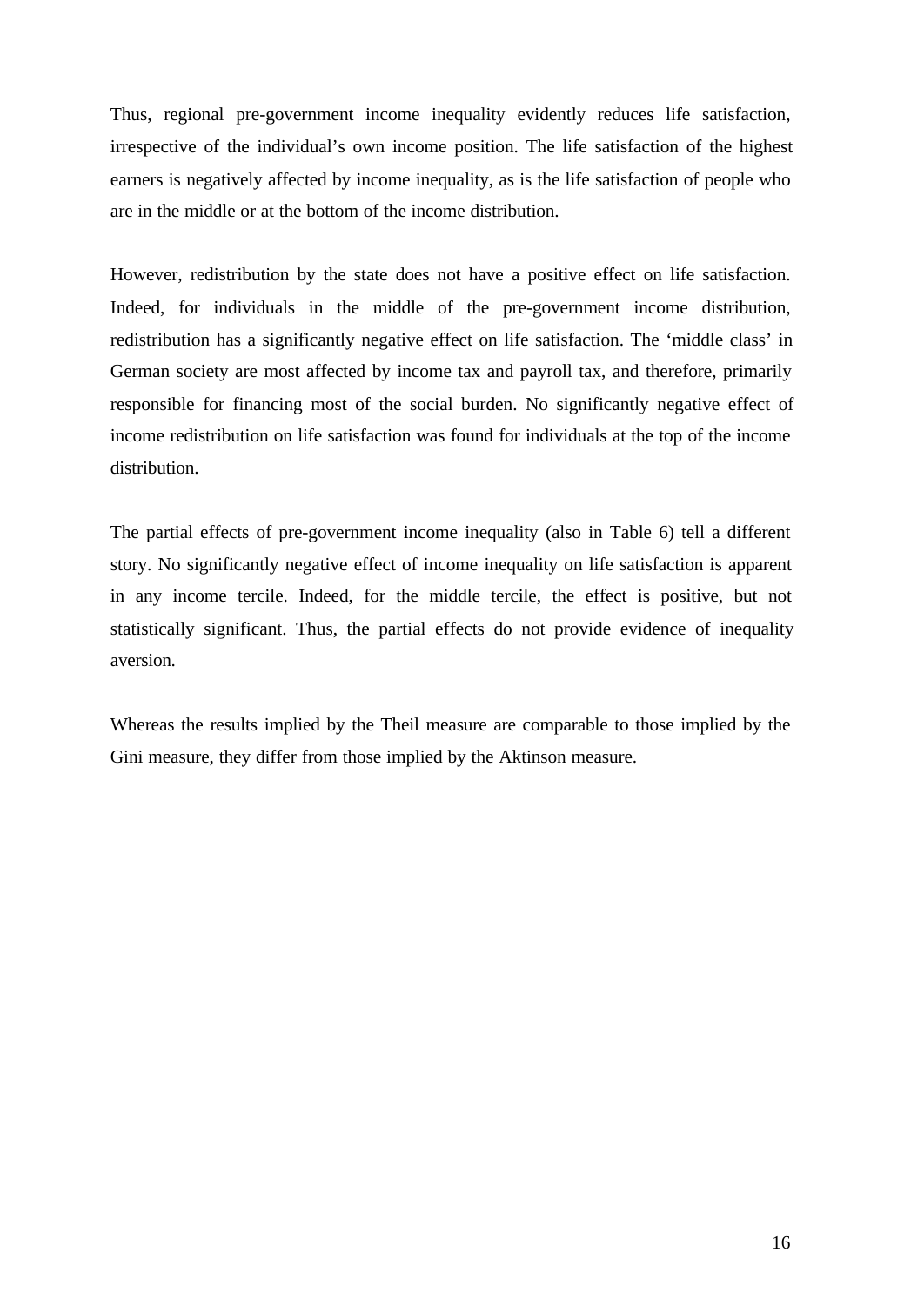Thus, regional pre-government income inequality evidently reduces life satisfaction, irrespective of the individual's own income position. The life satisfaction of the highest earners is negatively affected by income inequality, as is the life satisfaction of people who are in the middle or at the bottom of the income distribution.

However, redistribution by the state does not have a positive effect on life satisfaction. Indeed, for individuals in the middle of the pre-government income distribution, redistribution has a significantly negative effect on life satisfaction. The 'middle class' in German society are most affected by income tax and payroll tax, and therefore, primarily responsible for financing most of the social burden. No significantly negative effect of income redistribution on life satisfaction was found for individuals at the top of the income distribution.

The partial effects of pre-government income inequality (also in Table 6) tell a different story. No significantly negative effect of income inequality on life satisfaction is apparent in any income tercile. Indeed, for the middle tercile, the effect is positive, but not statistically significant. Thus, the partial effects do not provide evidence of inequality aversion.

Whereas the results implied by the Theil measure are comparable to those implied by the Gini measure, they differ from those implied by the Aktinson measure.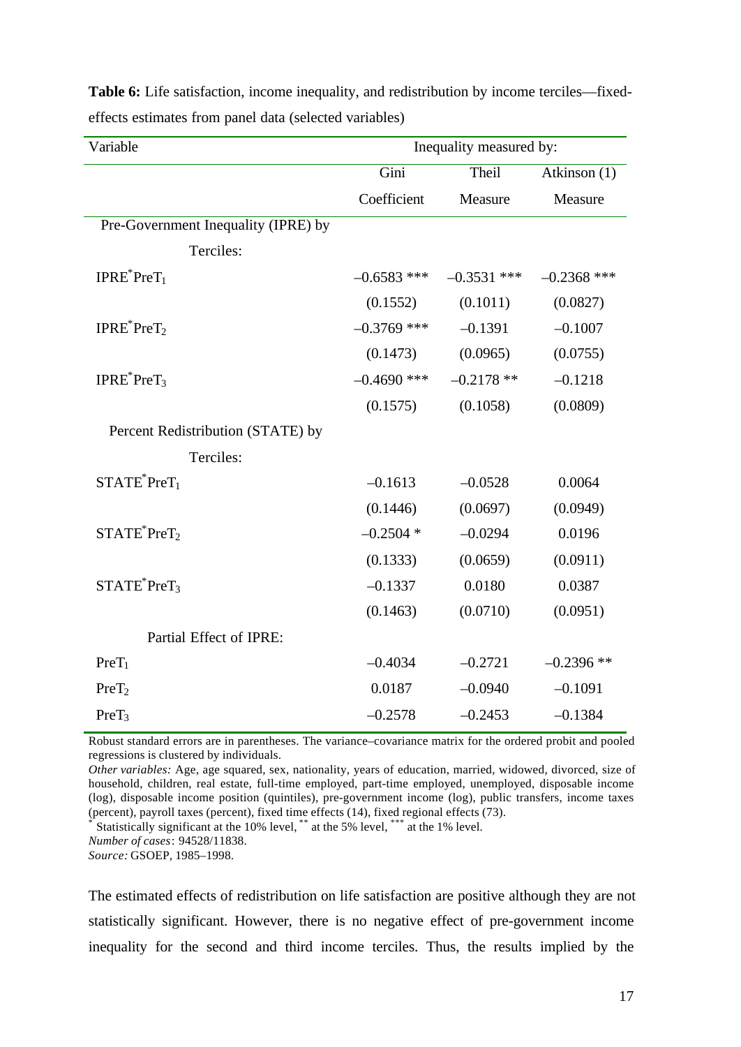**Table 6:** Life satisfaction, income inequality, and redistribution by income terciles—fixed-effects estimates from panel data (selected variables)

| Variable | Inequality measured by: | | |
|---|---|---|---|
| | Gini Coefficient | Theil Measure | Atkinson (1) Measure |
| Pre-Government Inequality (IPRE) by Terciles: | | | |
| $IPRE^{*}PreT_{1}$ | –0.6583 *** | –0.3531 *** | –0.2368 *** |
| | (0.1552) | (0.1011) | (0.0827) |
| $IPRE^{*}PreT_{2}$ | –0.3769 *** | –0.1391 | –0.1007 |
| | (0.1473) | (0.0965) | (0.0755) |
| $IPRE^{*}PreT_{3}$ | –0.4690 *** | –0.2178 ** | –0.1218 |
| | (0.1575) | (0.1058) | (0.0809) |
| Percent Redistribution (STATE) by Terciles: | | | |
| $STATE^{*}PreT_{1}$ | –0.1613 | –0.0528 | 0.0064 |
| | (0.1446) | (0.0697) | (0.0949) |
| $STATE^{*}PreT_{2}$ | –0.2504 * | –0.0294 | 0.0196 |
| | (0.1333) | (0.0659) | (0.0911) |
| $STATE^{*}PreT_{3}$ | –0.1337 | 0.0180 | 0.0387 |
| | (0.1463) | (0.0710) | (0.0951) |
| Partial Effect of IPRE: | | | |
| $PreT_{1}$ | –0.4034 | –0.2721 | –0.2396 ** |
| $PreT_{2}$ | 0.0187 | –0.0940 | –0.1091 |
| $PreT_{3}$ | –0.2578 | –0.2453 | –0.1384 |

Robust standard errors are in parentheses. The variance–covariance matrix for the ordered probit and pooled regressions is clustered by individuals.
*Other variables:* Age, age squared, sex, nationality, years of education, married, widowed, divorced, size of household, children, real estate, full-time employed, part-time employed, unemployed, disposable income (log), disposable income position (quintiles), pre-government income (log), public transfers, income taxes (percent), payroll taxes (percent), fixed time effects (14), fixed regional effects (73).
* Statistically significant at the 10% level, ** at the 5% level, *** at the 1% level.
*Number of cases*: 94528/11838.
*Source:* GSOEP, 1985–1998.

The estimated effects of redistribution on life satisfaction are positive although they are not statistically significant. However, there is no negative effect of pre-government income inequality for the second and third income terciles. Thus, the results implied by the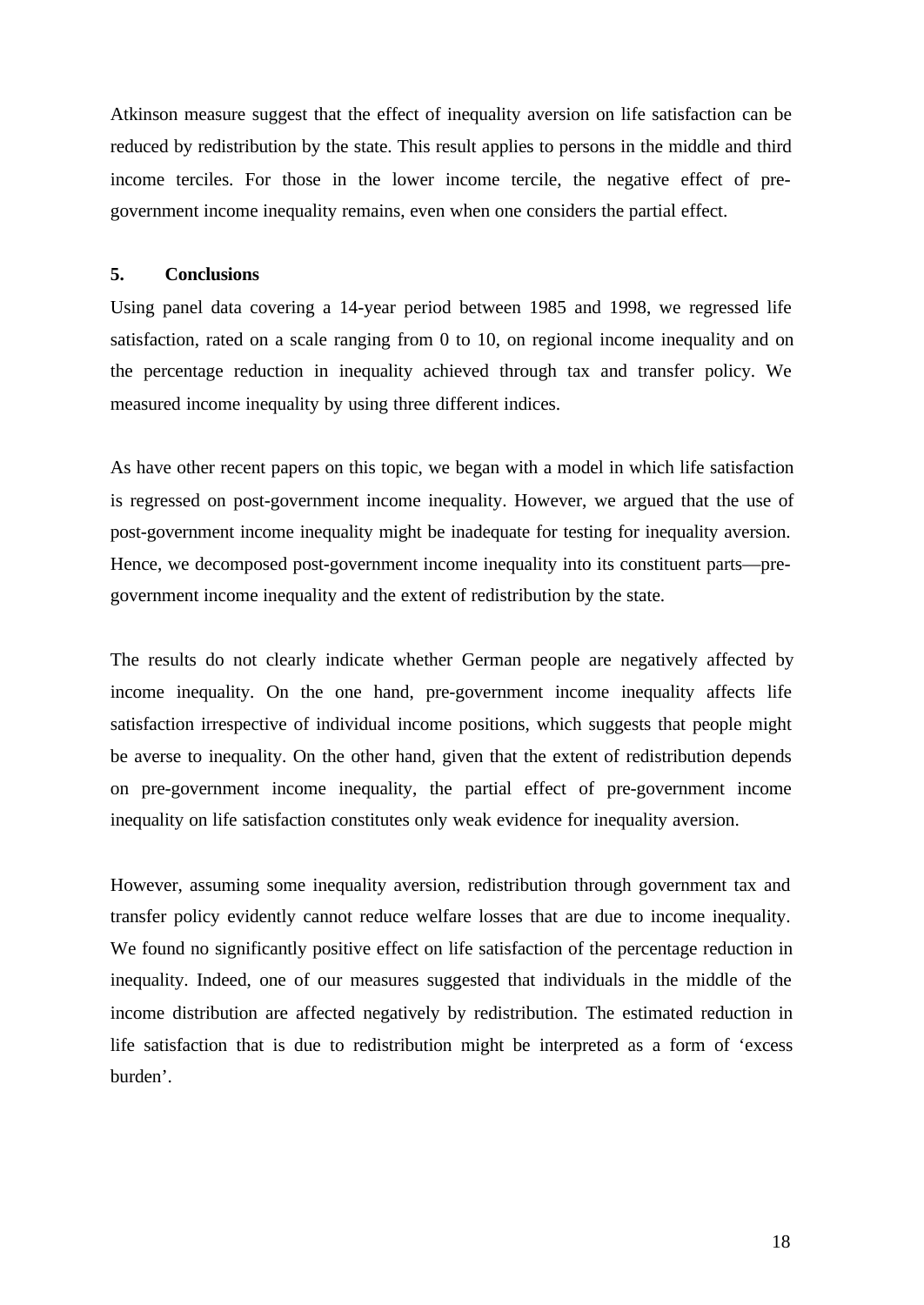Atkinson measure suggest that the effect of inequality aversion on life satisfaction can be reduced by redistribution by the state. This result applies to persons in the middle and third income terciles. For those in the lower income tercile, the negative effect of pre-government income inequality remains, even when one considers the partial effect.

## 5. Conclusions

Using panel data covering a 14-year period between 1985 and 1998, we regressed life satisfaction, rated on a scale ranging from 0 to 10, on regional income inequality and on the percentage reduction in inequality achieved through tax and transfer policy. We measured income inequality by using three different indices.

As have other recent papers on this topic, we began with a model in which life satisfaction is regressed on post-government income inequality. However, we argued that the use of post-government income inequality might be inadequate for testing for inequality aversion. Hence, we decomposed post-government income inequality into its constituent parts—pre-government income inequality and the extent of redistribution by the state.

The results do not clearly indicate whether German people are negatively affected by income inequality. On the one hand, pre-government income inequality affects life satisfaction irrespective of individual income positions, which suggests that people might be averse to inequality. On the other hand, given that the extent of redistribution depends on pre-government income inequality, the partial effect of pre-government income inequality on life satisfaction constitutes only weak evidence for inequality aversion.

However, assuming some inequality aversion, redistribution through government tax and transfer policy evidently cannot reduce welfare losses that are due to income inequality. We found no significantly positive effect on life satisfaction of the percentage reduction in inequality. Indeed, one of our measures suggested that individuals in the middle of the income distribution are affected negatively by redistribution. The estimated reduction in life satisfaction that is due to redistribution might be interpreted as a form of 'excess burden'.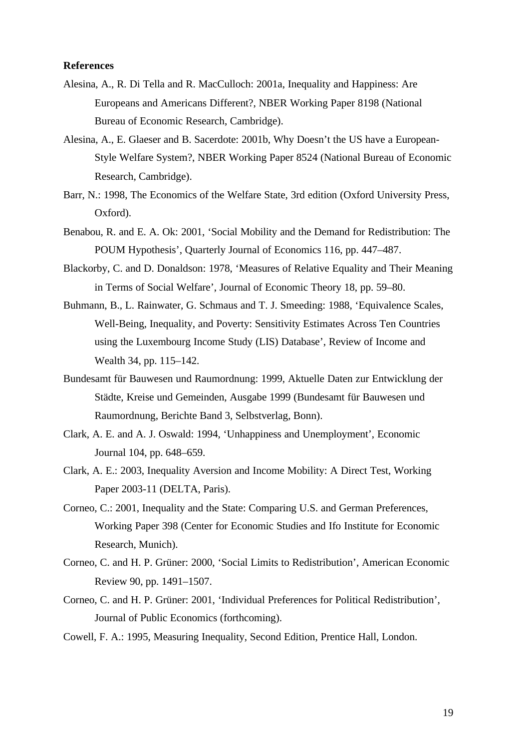**References**

Alesina, A., R. Di Tella and R. MacCulloch: 2001a, Inequality and Happiness: Are Europeans and Americans Different?, NBER Working Paper 8198 (National Bureau of Economic Research, Cambridge).

Alesina, A., E. Glaeser and B. Sacerdote: 2001b, Why Doesn't the US have a European-Style Welfare System?, NBER Working Paper 8524 (National Bureau of Economic Research, Cambridge).

Barr, N.: 1998, The Economics of the Welfare State, 3rd edition (Oxford University Press, Oxford).

Benabou, R. and E. A. Ok: 2001, 'Social Mobility and the Demand for Redistribution: The POUM Hypothesis', Quarterly Journal of Economics 116, pp. 447–487.

Blackorby, C. and D. Donaldson: 1978, 'Measures of Relative Equality and Their Meaning in Terms of Social Welfare', Journal of Economic Theory 18, pp. 59–80.

Buhmann, B., L. Rainwater, G. Schmaus and T. J. Smeeding: 1988, 'Equivalence Scales, Well-Being, Inequality, and Poverty: Sensitivity Estimates Across Ten Countries using the Luxembourg Income Study (LIS) Database', Review of Income and Wealth 34, pp. 115–142.

Bundesamt für Bauwesen und Raumordnung: 1999, Aktuelle Daten zur Entwicklung der Städte, Kreise und Gemeinden, Ausgabe 1999 (Bundesamt für Bauwesen und Raumordnung, Berichte Band 3, Selbstverlag, Bonn).

Clark, A. E. and A. J. Oswald: 1994, 'Unhappiness and Unemployment', Economic Journal 104, pp. 648–659.

Clark, A. E.: 2003, Inequality Aversion and Income Mobility: A Direct Test, Working Paper 2003-11 (DELTA, Paris).

Corneo, C.: 2001, Inequality and the State: Comparing U.S. and German Preferences, Working Paper 398 (Center for Economic Studies and Ifo Institute for Economic Research, Munich).

Corneo, C. and H. P. Grüner: 2000, 'Social Limits to Redistribution', American Economic Review 90, pp. 1491–1507.

Corneo, C. and H. P. Grüner: 2001, 'Individual Preferences for Political Redistribution', Journal of Public Economics (forthcoming).

Cowell, F. A.: 1995, Measuring Inequality, Second Edition, Prentice Hall, London.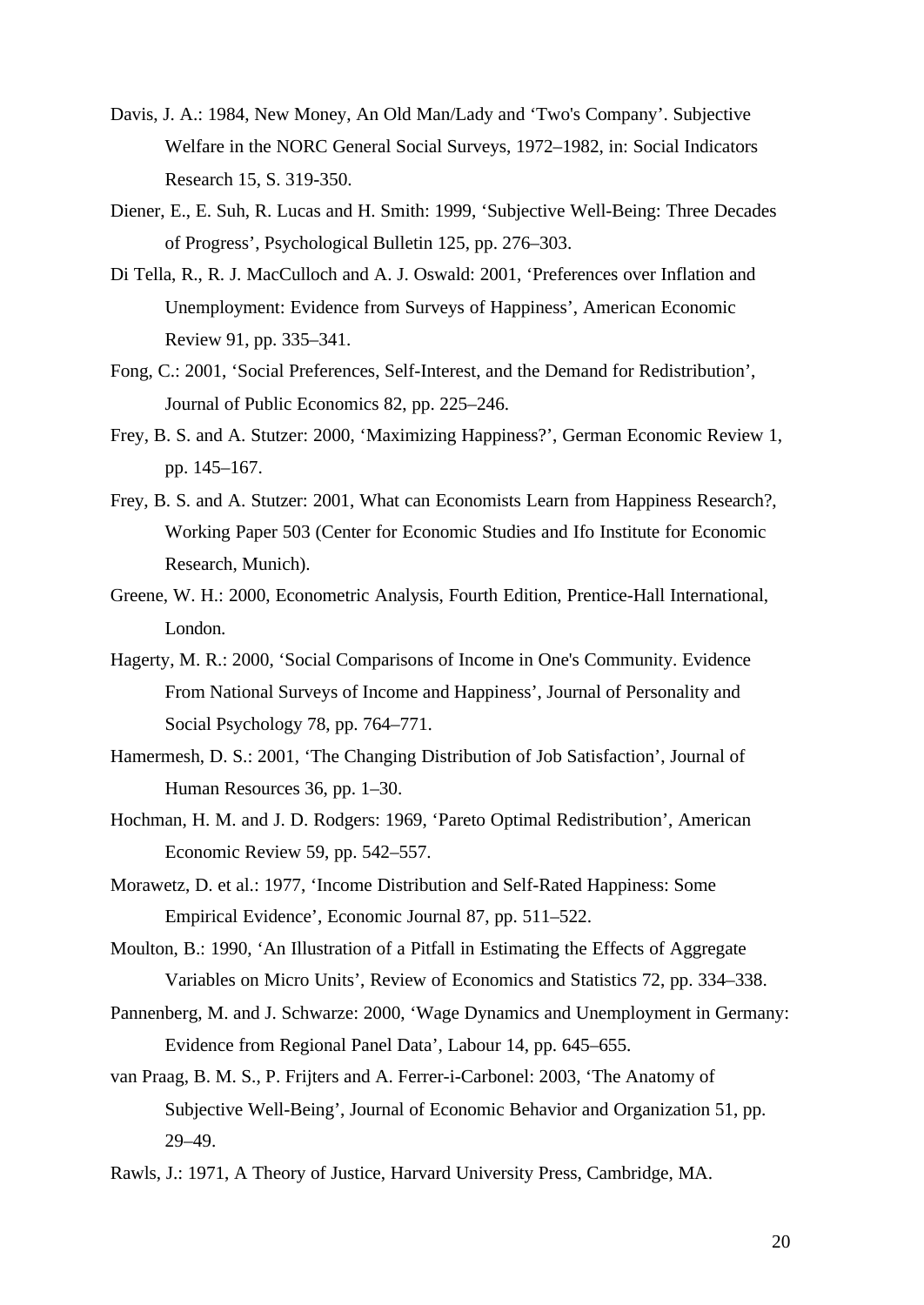Davis, J. A.: 1984, New Money, An Old Man/Lady and 'Two's Company'. Subjective Welfare in the NORC General Social Surveys, 1972–1982, in: Social Indicators Research 15, S. 319-350.

Diener, E., E. Suh, R. Lucas and H. Smith: 1999, 'Subjective Well-Being: Three Decades of Progress', Psychological Bulletin 125, pp. 276–303.

Di Tella, R., R. J. MacCulloch and A. J. Oswald: 2001, 'Preferences over Inflation and Unemployment: Evidence from Surveys of Happiness', American Economic Review 91, pp. 335–341.

Fong, C.: 2001, 'Social Preferences, Self-Interest, and the Demand for Redistribution', Journal of Public Economics 82, pp. 225–246.

Frey, B. S. and A. Stutzer: 2000, 'Maximizing Happiness?', German Economic Review 1, pp. 145–167.

Frey, B. S. and A. Stutzer: 2001, What can Economists Learn from Happiness Research?, Working Paper 503 (Center for Economic Studies and Ifo Institute for Economic Research, Munich).

Greene, W. H.: 2000, Econometric Analysis, Fourth Edition, Prentice-Hall International, London.

Hagerty, M. R.: 2000, 'Social Comparisons of Income in One's Community. Evidence From National Surveys of Income and Happiness', Journal of Personality and Social Psychology 78, pp. 764–771.

Hamermesh, D. S.: 2001, 'The Changing Distribution of Job Satisfaction', Journal of Human Resources 36, pp. 1–30.

Hochman, H. M. and J. D. Rodgers: 1969, 'Pareto Optimal Redistribution', American Economic Review 59, pp. 542–557.

Morawetz, D. et al.: 1977, 'Income Distribution and Self-Rated Happiness: Some Empirical Evidence', Economic Journal 87, pp. 511–522.

Moulton, B.: 1990, 'An Illustration of a Pitfall in Estimating the Effects of Aggregate Variables on Micro Units', Review of Economics and Statistics 72, pp. 334–338.

Pannenberg, M. and J. Schwarze: 2000, 'Wage Dynamics and Unemployment in Germany: Evidence from Regional Panel Data', Labour 14, pp. 645–655.

van Praag, B. M. S., P. Frijters and A. Ferrer-i-Carbonel: 2003, 'The Anatomy of Subjective Well-Being', Journal of Economic Behavior and Organization 51, pp. 29–49.

Rawls, J.: 1971, A Theory of Justice, Harvard University Press, Cambridge, MA.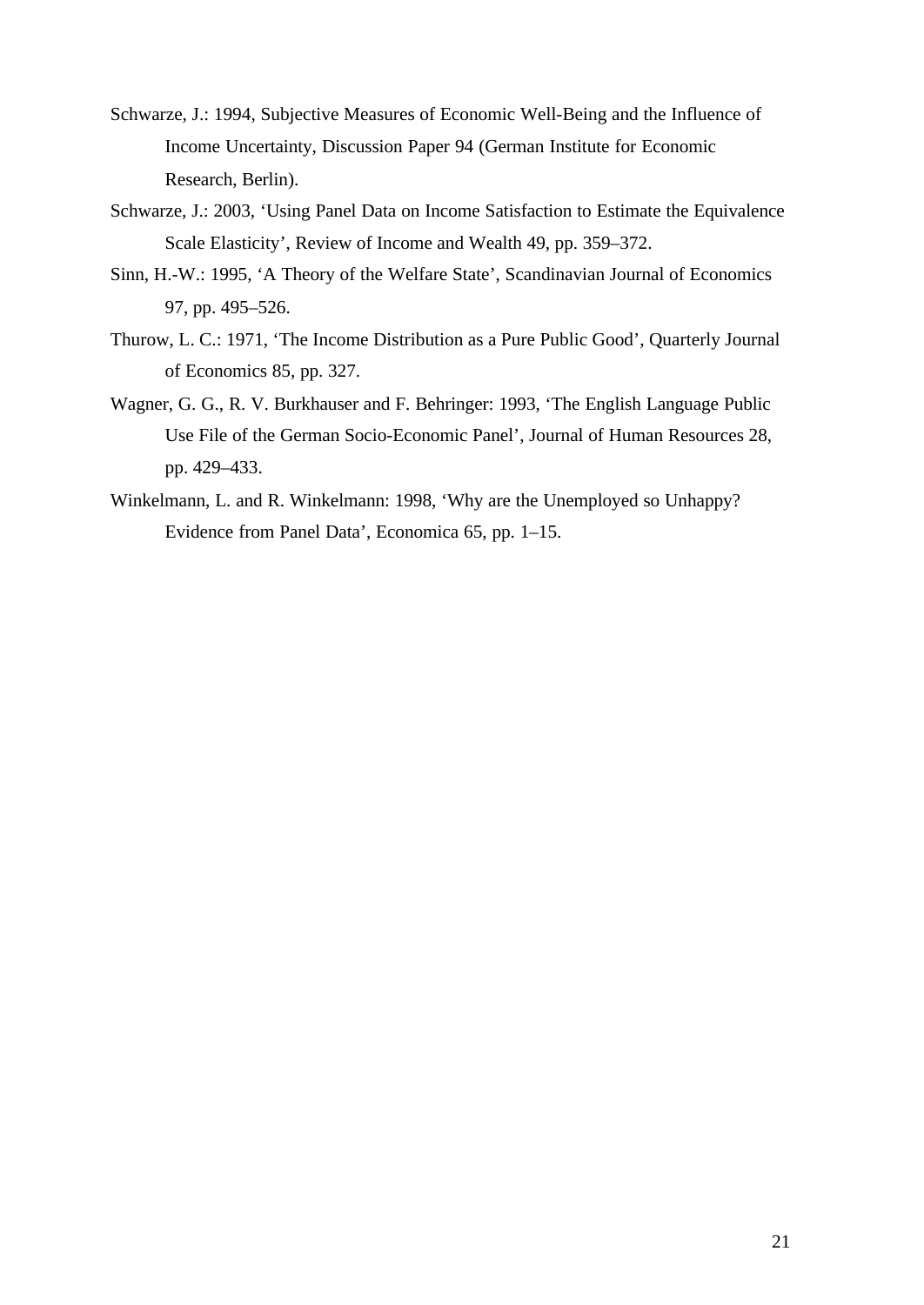Schwarze, J.: 1994, Subjective Measures of Economic Well-Being and the Influence of Income Uncertainty, Discussion Paper 94 (German Institute for Economic Research, Berlin).

Schwarze, J.: 2003, 'Using Panel Data on Income Satisfaction to Estimate the Equivalence Scale Elasticity', Review of Income and Wealth 49, pp. 359–372.

Sinn, H.-W.: 1995, 'A Theory of the Welfare State', Scandinavian Journal of Economics 97, pp. 495–526.

Thurow, L. C.: 1971, 'The Income Distribution as a Pure Public Good', Quarterly Journal of Economics 85, pp. 327.

Wagner, G. G., R. V. Burkhauser and F. Behringer: 1993, 'The English Language Public Use File of the German Socio-Economic Panel', Journal of Human Resources 28, pp. 429–433.

Winkelmann, L. and R. Winkelmann: 1998, 'Why are the Unemployed so Unhappy? Evidence from Panel Data', Economica 65, pp. 1–15.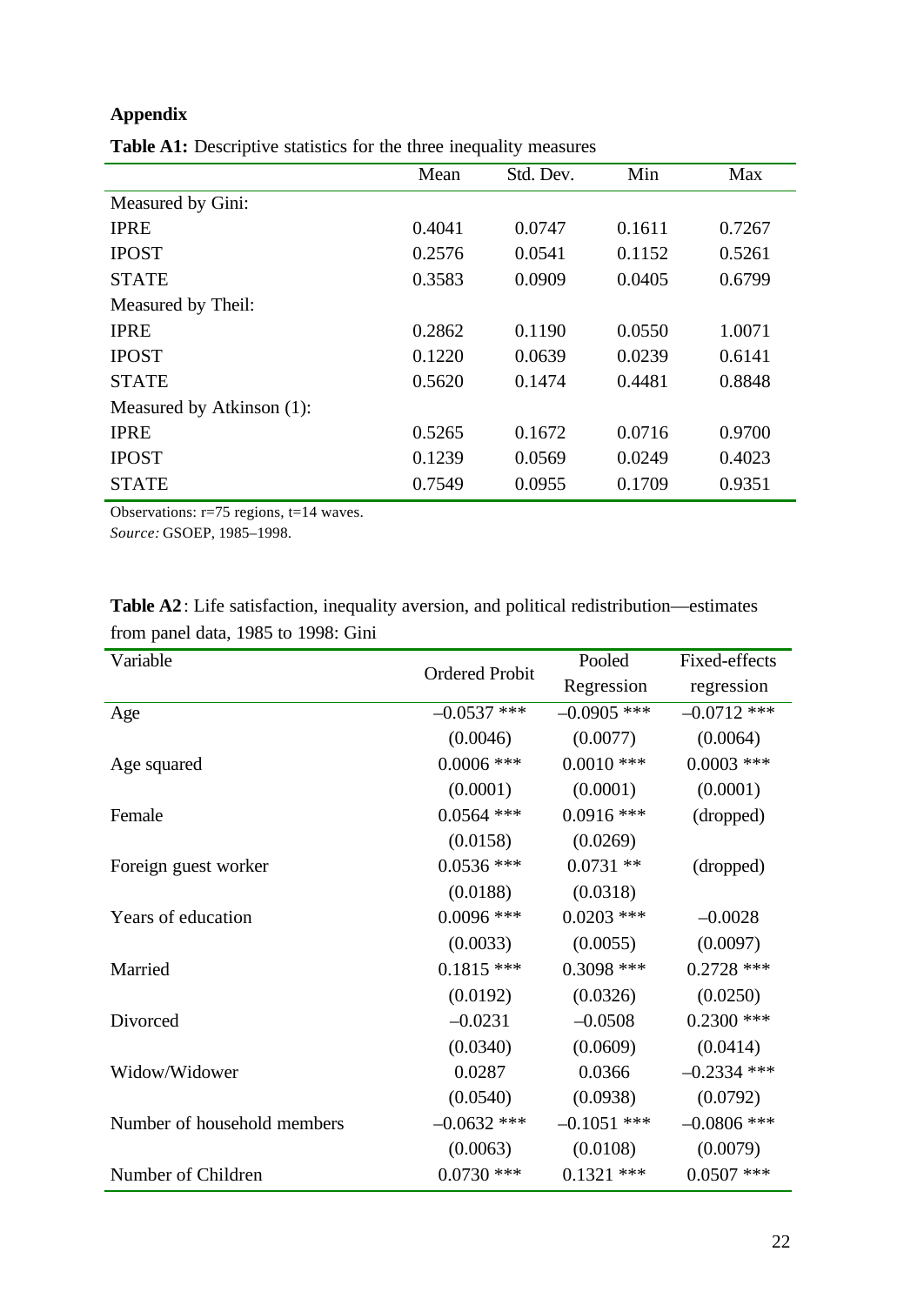## Appendix

**Table A1:** Descriptive statistics for the three inequality measures

| | Mean | Std. Dev. | Min | Max |
|---|---|---|---|---|
| Measured by Gini: | | | | |
| IPRE | 0.4041 | 0.0747 | 0.1611 | 0.7267 |
| IPOST | 0.2576 | 0.0541 | 0.1152 | 0.5261 |
| STATE | 0.3583 | 0.0909 | 0.0405 | 0.6799 |
| Measured by Theil: | | | | |
| IPRE | 0.2862 | 0.1190 | 0.0550 | 1.0071 |
| IPOST | 0.1220 | 0.0639 | 0.0239 | 0.6141 |
| STATE | 0.5620 | 0.1474 | 0.4481 | 0.8848 |
| Measured by Atkinson (1): | | | | |
| IPRE | 0.5265 | 0.1672 | 0.0716 | 0.9700 |
| IPOST | 0.1239 | 0.0569 | 0.0249 | 0.4023 |
| STATE | 0.7549 | 0.0955 | 0.1709 | 0.9351 |

Observations: r=75 regions, t=14 waves.
*Source:* GSOEP, 1985–1998.

**Table A2**: Life satisfaction, inequality aversion, and political redistribution—estimates from panel data, 1985 to 1998: Gini

| Variable | Ordered Probit | Pooled Regression | Fixed-effects regression |
|---|---|---|---|
| Age | –0.0537 *** | –0.0905 *** | –0.0712 *** |
| | (0.0046) | (0.0077) | (0.0064) |
| Age squared | 0.0006 *** | 0.0010 *** | 0.0003 *** |
| | (0.0001) | (0.0001) | (0.0001) |
| Female | 0.0564 *** | 0.0916 *** | (dropped) |
| | (0.0158) | (0.0269) | |
| Foreign guest worker | 0.0536 *** | 0.0731 ** | (dropped) |
| | (0.0188) | (0.0318) | |
| Years of education | 0.0096 *** | 0.0203 *** | –0.0028 |
| | (0.0033) | (0.0055) | (0.0097) |
| Married | 0.1815 *** | 0.3098 *** | 0.2728 *** |
| | (0.0192) | (0.0326) | (0.0250) |
| Divorced | –0.0231 | –0.0508 | 0.2300 *** |
| | (0.0340) | (0.0609) | (0.0414) |
| Widow/Widower | 0.0287 | 0.0366 | –0.2334 *** |
| | (0.0540) | (0.0938) | (0.0792) |
| Number of household members | –0.0632 *** | –0.1051 *** | –0.0806 *** |
| | (0.0063) | (0.0108) | (0.0079) |
| Number of Children | 0.0730 *** | 0.1321 *** | 0.0507 *** |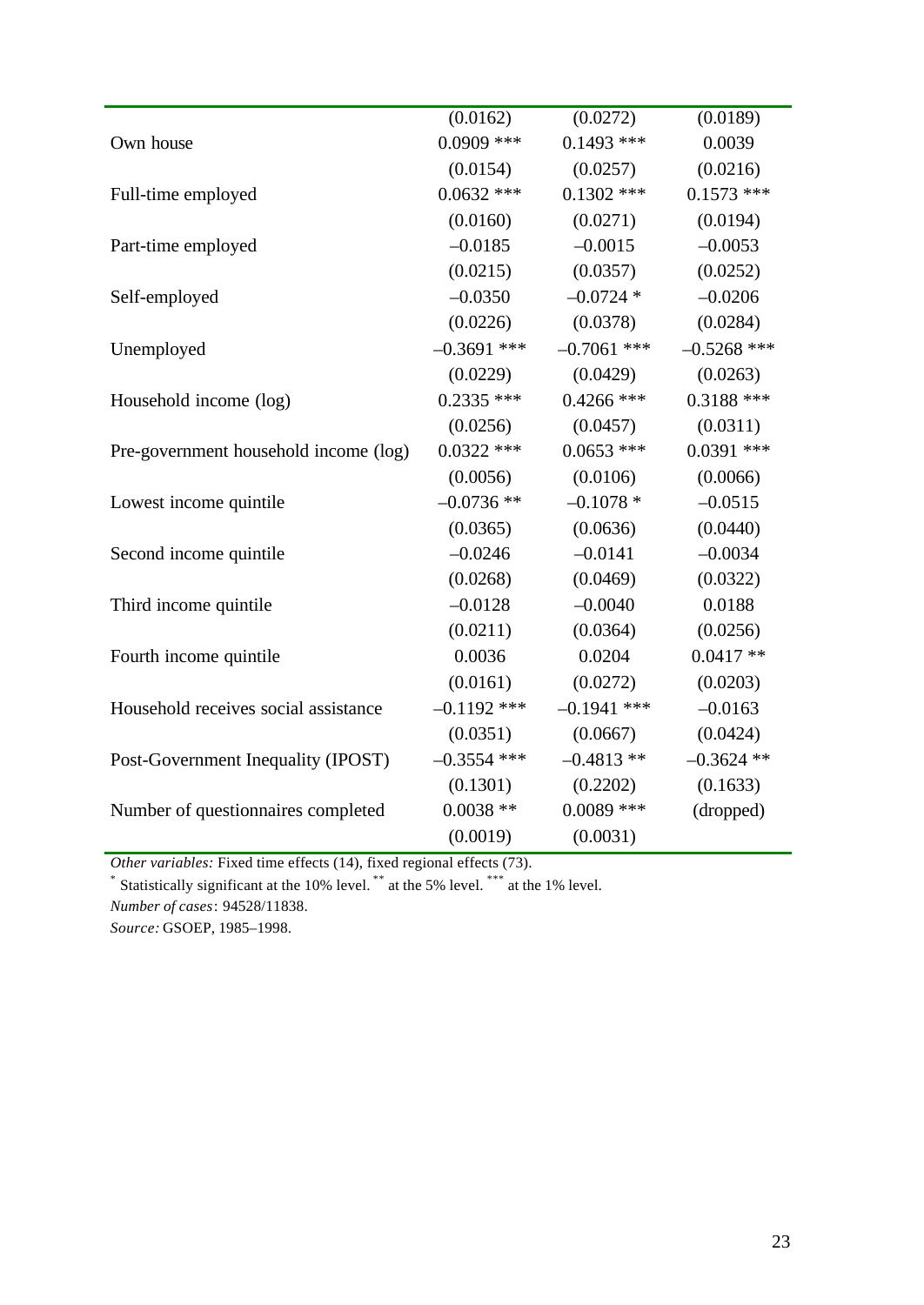| | | | |
|---|---|---|---|
| | (0.0162) | (0.0272) | (0.0189) |
| Own house | 0.0909 *** | 0.1493 *** | 0.0039 |
| | (0.0154) | (0.0257) | (0.0216) |
| Full-time employed | 0.0632 *** | 0.1302 *** | 0.1573 *** |
| | (0.0160) | (0.0271) | (0.0194) |
| Part-time employed | –0.0185 | –0.0015 | –0.0053 |
| | (0.0215) | (0.0357) | (0.0252) |
| Self-employed | –0.0350 | –0.0724 * | –0.0206 |
| | (0.0226) | (0.0378) | (0.0284) |
| Unemployed | –0.3691 *** | –0.7061 *** | –0.5268 *** |
| | (0.0229) | (0.0429) | (0.0263) |
| Household income (log) | 0.2335 *** | 0.4266 *** | 0.3188 *** |
| | (0.0256) | (0.0457) | (0.0311) |
| Pre-government household income (log) | 0.0322 *** | 0.0653 *** | 0.0391 *** |
| | (0.0056) | (0.0106) | (0.0066) |
| Lowest income quintile | –0.0736 ** | –0.1078 * | –0.0515 |
| | (0.0365) | (0.0636) | (0.0440) |
| Second income quintile | –0.0246 | –0.0141 | –0.0034 |
| | (0.0268) | (0.0469) | (0.0322) |
| Third income quintile | –0.0128 | –0.0040 | 0.0188 |
| | (0.0211) | (0.0364) | (0.0256) |
| Fourth income quintile | 0.0036 | 0.0204 | 0.0417 ** |
| | (0.0161) | (0.0272) | (0.0203) |
| Household receives social assistance | –0.1192 *** | –0.1941 *** | –0.0163 |
| | (0.0351) | (0.0667) | (0.0424) |
| Post-Government Inequality (IPOST) | –0.3554 *** | –0.4813 ** | –0.3624 ** |
| | (0.1301) | (0.2202) | (0.1633) |
| Number of questionnaires completed | 0.0038 ** | 0.0089 *** | (dropped) |
| | (0.0019) | (0.0031) | |

*Other variables:* Fixed time effects (14), fixed regional effects (73).

\* Statistically significant at the 10% level. ** at the 5% level. *** at the 1% level.

*Number of cases*: 94528/11838.

*Source:* GSOEP, 1985–1998.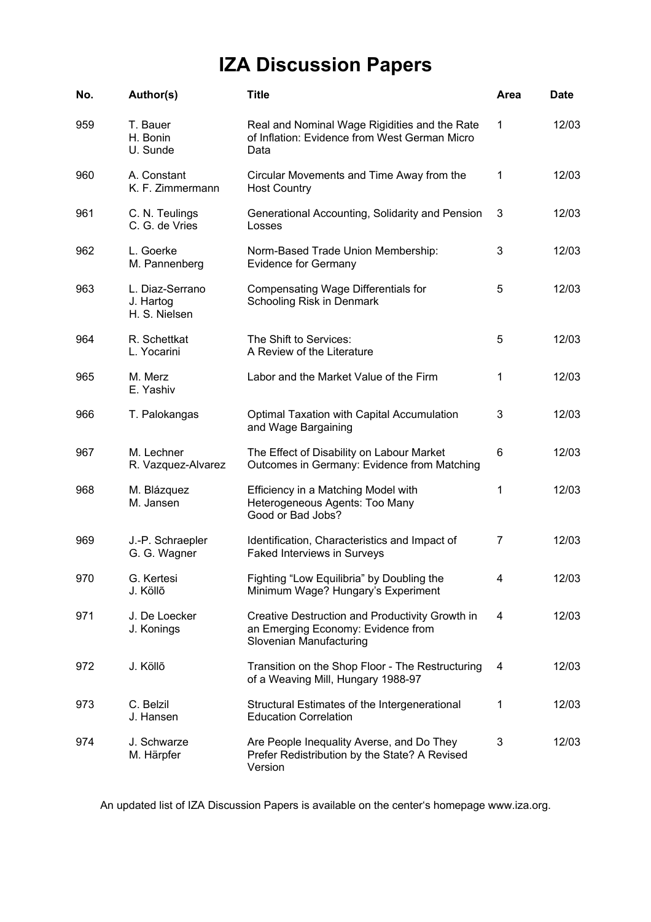# IZA Discussion Papers

| No. | Author(s) | Title | Area | Date |
| --- | --- | --- | --- | --- |
| 959 | T. Bauer<br>H. Bonin<br>U. Sunde | Real and Nominal Wage Rigidities and the Rate of Inflation: Evidence from West German Micro Data | 1 | 12/03 |
| 960 | A. Constant<br>K. F. Zimmermann | Circular Movements and Time Away from the Host Country | 1 | 12/03 |
| 961 | C. N. Teulings<br>C. G. de Vries | Generational Accounting, Solidarity and Pension Losses | 3 | 12/03 |
| 962 | L. Goerke<br>M. Pannenberg | Norm-Based Trade Union Membership: Evidence for Germany | 3 | 12/03 |
| 963 | L. Diaz-Serrano<br>J. Hartog<br>H. S. Nielsen | Compensating Wage Differentials for Schooling Risk in Denmark | 5 | 12/03 |
| 964 | R. Schettkat<br>L. Yocarini | The Shift to Services: A Review of the Literature | 5 | 12/03 |
| 965 | M. Merz<br>E. Yashiv | Labor and the Market Value of the Firm | 1 | 12/03 |
| 966 | T. Palokangas | Optimal Taxation with Capital Accumulation and Wage Bargaining | 3 | 12/03 |
| 967 | M. Lechner<br>R. Vazquez-Alvarez | The Effect of Disability on Labour Market Outcomes in Germany: Evidence from Matching | 6 | 12/03 |
| 968 | M. Blázquez<br>M. Jansen | Efficiency in a Matching Model with Heterogeneous Agents: Too Many Good or Bad Jobs? | 1 | 12/03 |
| 969 | J.-P. Schraepler<br>G. G. Wagner | Identification, Characteristics and Impact of Faked Interviews in Surveys | 7 | 12/03 |
| 970 | G. Kertesi<br>J. Köllő | Fighting "Low Equilibria" by Doubling the Minimum Wage? Hungary's Experiment | 4 | 12/03 |
| 971 | J. De Loecker<br>J. Konings | Creative Destruction and Productivity Growth in an Emerging Economy: Evidence from Slovenian Manufacturing | 4 | 12/03 |
| 972 | J. Köllő | Transition on the Shop Floor - The Restructuring of a Weaving Mill, Hungary 1988-97 | 4 | 12/03 |
| 973 | C. Belzil<br>J. Hansen | Structural Estimates of the Intergenerational Education Correlation | 1 | 12/03 |
| 974 | J. Schwarze<br>M. Härpfer | Are People Inequality Averse, and Do They Prefer Redistribution by the State? A Revised Version | 3 | 12/03 |

An updated list of IZA Discussion Papers is available on the center's homepage www.iza.org.